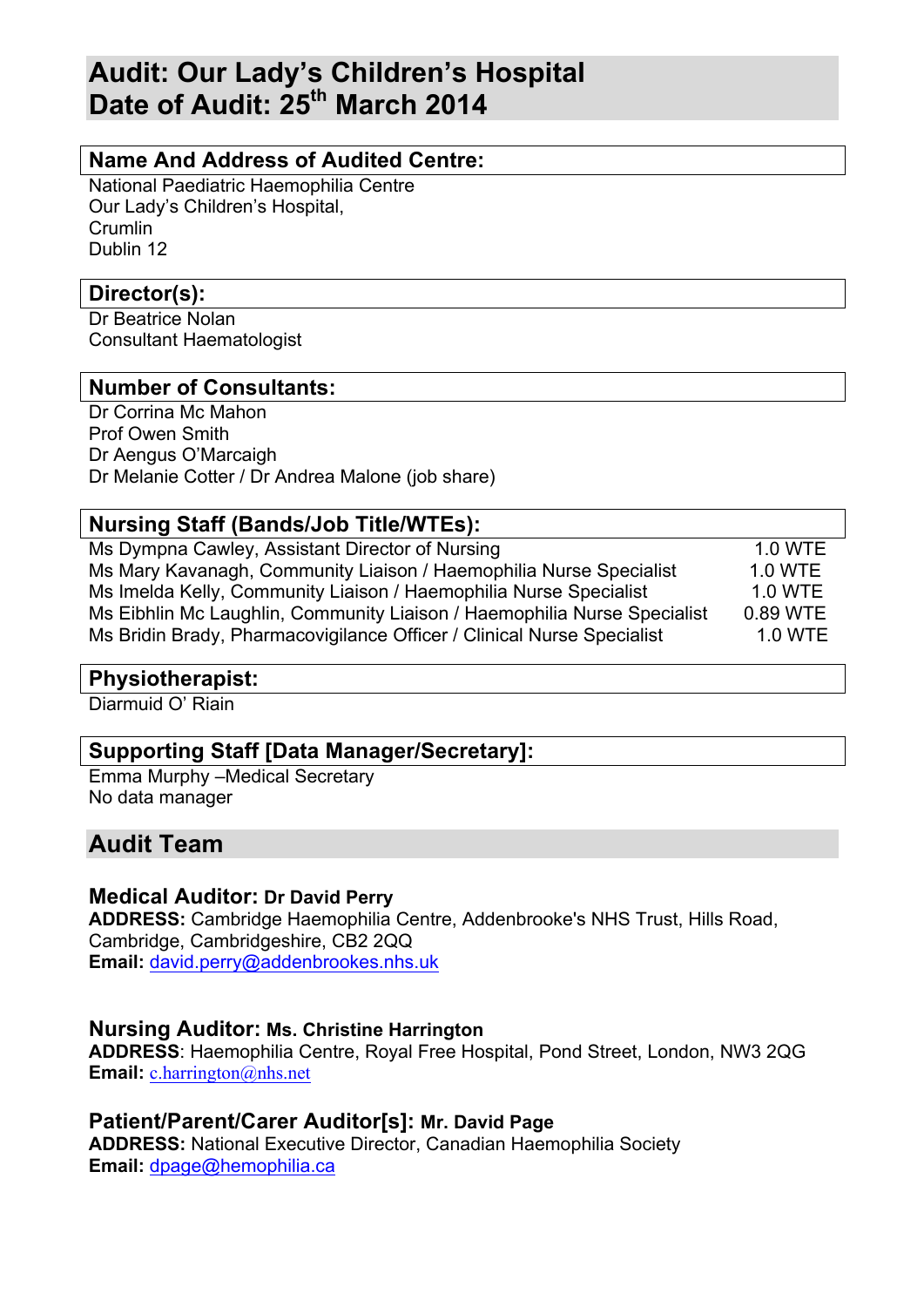# Audit: Our Lady's Children's Hospital
# Date of Audit: 25th March 2014

## Name And Address of Audited Centre:

National Paediatric Haemophilia Centre
Our Lady's Children's Hospital,
Crumlin
Dublin 12

## Director(s):

Dr Beatrice Nolan
Consultant Haematologist

## Number of Consultants:

Dr Corrina Mc Mahon
Prof Owen Smith
Dr Aengus O'Marcaigh
Dr Melanie Cotter / Dr Andrea Malone (job share)

## Nursing Staff (Bands/Job Title/WTEs):

| | |
|---|---|
| Ms Dympna Cawley, Assistant Director of Nursing | 1.0 WTE |
| Ms Mary Kavanagh, Community Liaison / Haemophilia Nurse Specialist | 1.0 WTE |
| Ms Imelda Kelly, Community Liaison / Haemophilia Nurse Specialist | 1.0 WTE |
| Ms Eibhlin Mc Laughlin, Community Liaison / Haemophilia Nurse Specialist | 0.89 WTE |
| Ms Bridin Brady, Pharmacovigilance Officer / Clinical Nurse Specialist | 1.0 WTE |

## Physiotherapist:

Diarmuid O' Riain

## Supporting Staff [Data Manager/Secretary]:

Emma Murphy –Medical Secretary
No data manager

## Audit Team

### Medical Auditor: Dr David Perry

**ADDRESS:** Cambridge Haemophilia Centre, Addenbrooke's NHS Trust, Hills Road, Cambridge, Cambridgeshire, CB2 2QQ
**Email:** david.perry@addenbrookes.nhs.uk

### Nursing Auditor: Ms. Christine Harrington

**ADDRESS**: Haemophilia Centre, Royal Free Hospital, Pond Street, London, NW3 2QG
**Email:** c.harrington@nhs.net

### Patient/Parent/Carer Auditor[s]: Mr. David Page

**ADDRESS:** National Executive Director, Canadian Haemophilia Society
**Email:** dpage@hemophilia.ca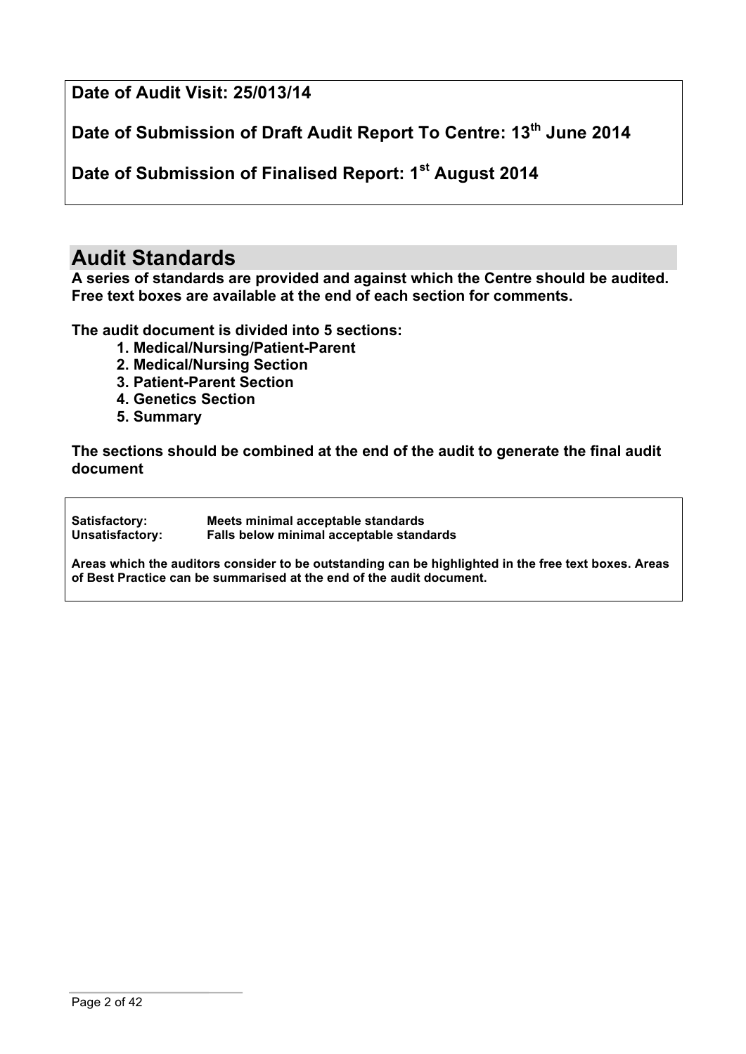**Date of Audit Visit: 25/013/14**

**Date of Submission of Draft Audit Report To Centre: 13th June 2014**

**Date of Submission of Finalised Report: 1st August 2014**

## Audit Standards

**A series of standards are provided and against which the Centre should be audited. Free text boxes are available at the end of each section for comments.**

**The audit document is divided into 5 sections:**

1. **Medical/Nursing/Patient-Parent**
2. **Medical/Nursing Section**
3. **Patient-Parent Section**
4. **Genetics Section**
5. **Summary**

**The sections should be combined at the end of the audit to generate the final audit document**

| | |
|---|---|
| **Satisfactory:** | **Meets minimal acceptable standards** |
| **Unsatisfactory:** | **Falls below minimal acceptable standards** |

**Areas which the auditors consider to be outstanding can be highlighted in the free text boxes. Areas of Best Practice can be summarised at the end of the audit document.**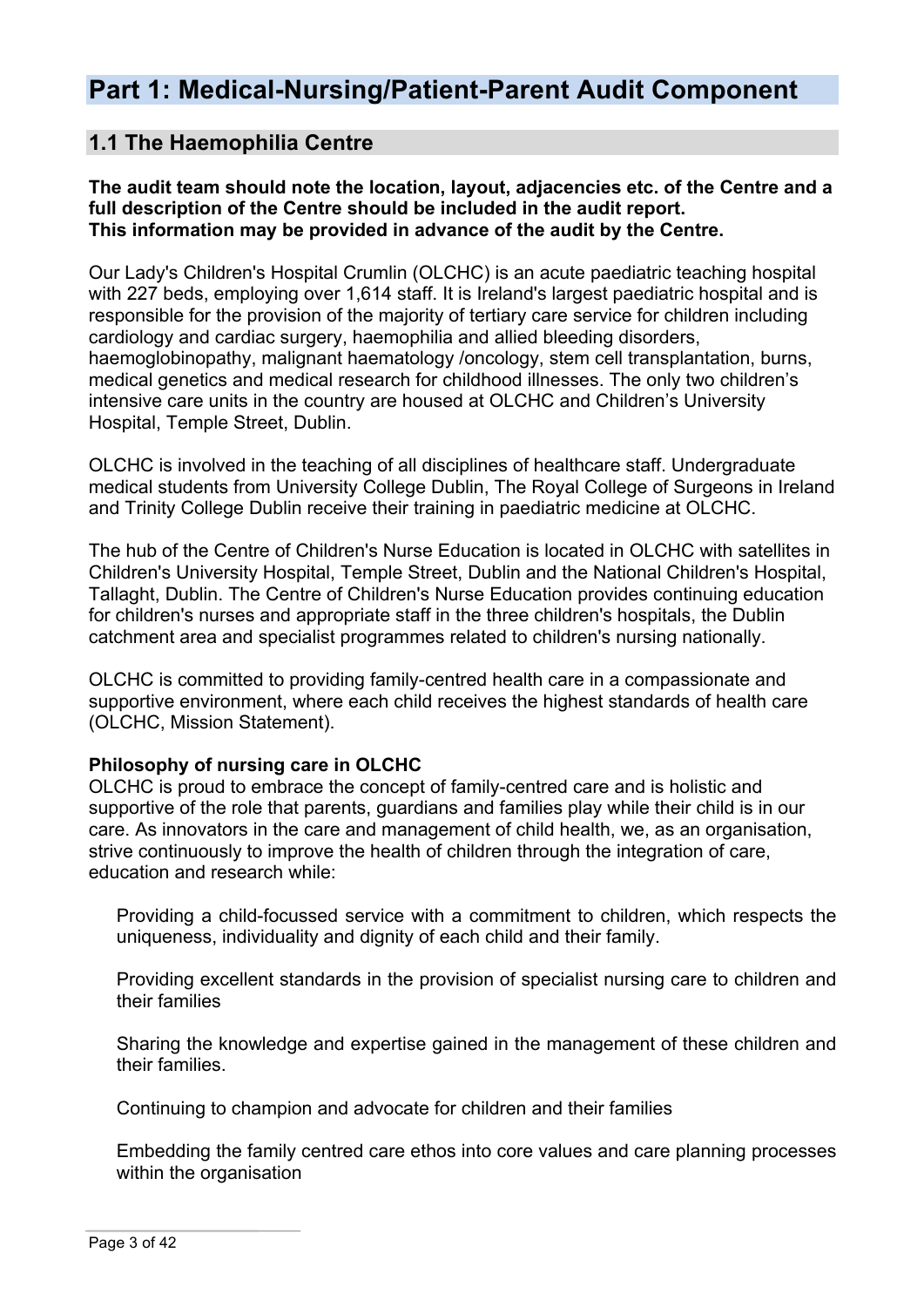# Part 1: Medical-Nursing/Patient-Parent Audit Component

## 1.1 The Haemophilia Centre

**The audit team should note the location, layout, adjacencies etc. of the Centre and a full description of the Centre should be included in the audit report.**
**This information may be provided in advance of the audit by the Centre.**

Our Lady's Children's Hospital Crumlin (OLCHC) is an acute paediatric teaching hospital with 227 beds, employing over 1,614 staff. It is Ireland's largest paediatric hospital and is responsible for the provision of the majority of tertiary care service for children including cardiology and cardiac surgery, haemophilia and allied bleeding disorders, haemoglobinopathy, malignant haematology /oncology, stem cell transplantation, burns, medical genetics and medical research for childhood illnesses. The only two children's intensive care units in the country are housed at OLCHC and Children's University Hospital, Temple Street, Dublin.

OLCHC is involved in the teaching of all disciplines of healthcare staff. Undergraduate medical students from University College Dublin, The Royal College of Surgeons in Ireland and Trinity College Dublin receive their training in paediatric medicine at OLCHC.

The hub of the Centre of Children's Nurse Education is located in OLCHC with satellites in Children's University Hospital, Temple Street, Dublin and the National Children's Hospital, Tallaght, Dublin. The Centre of Children's Nurse Education provides continuing education for children's nurses and appropriate staff in the three children's hospitals, the Dublin catchment area and specialist programmes related to children's nursing nationally.

OLCHC is committed to providing family-centred health care in a compassionate and supportive environment, where each child receives the highest standards of health care (OLCHC, Mission Statement).

**Philosophy of nursing care in OLCHC**
OLCHC is proud to embrace the concept of family-centred care and is holistic and supportive of the role that parents, guardians and families play while their child is in our care. As innovators in the care and management of child health, we, as an organisation, strive continuously to improve the health of children through the integration of care, education and research while:

Providing a child-focussed service with a commitment to children, which respects the uniqueness, individuality and dignity of each child and their family.

Providing excellent standards in the provision of specialist nursing care to children and their families

Sharing the knowledge and expertise gained in the management of these children and their families.

Continuing to champion and advocate for children and their families

Embedding the family centred care ethos into core values and care planning processes within the organisation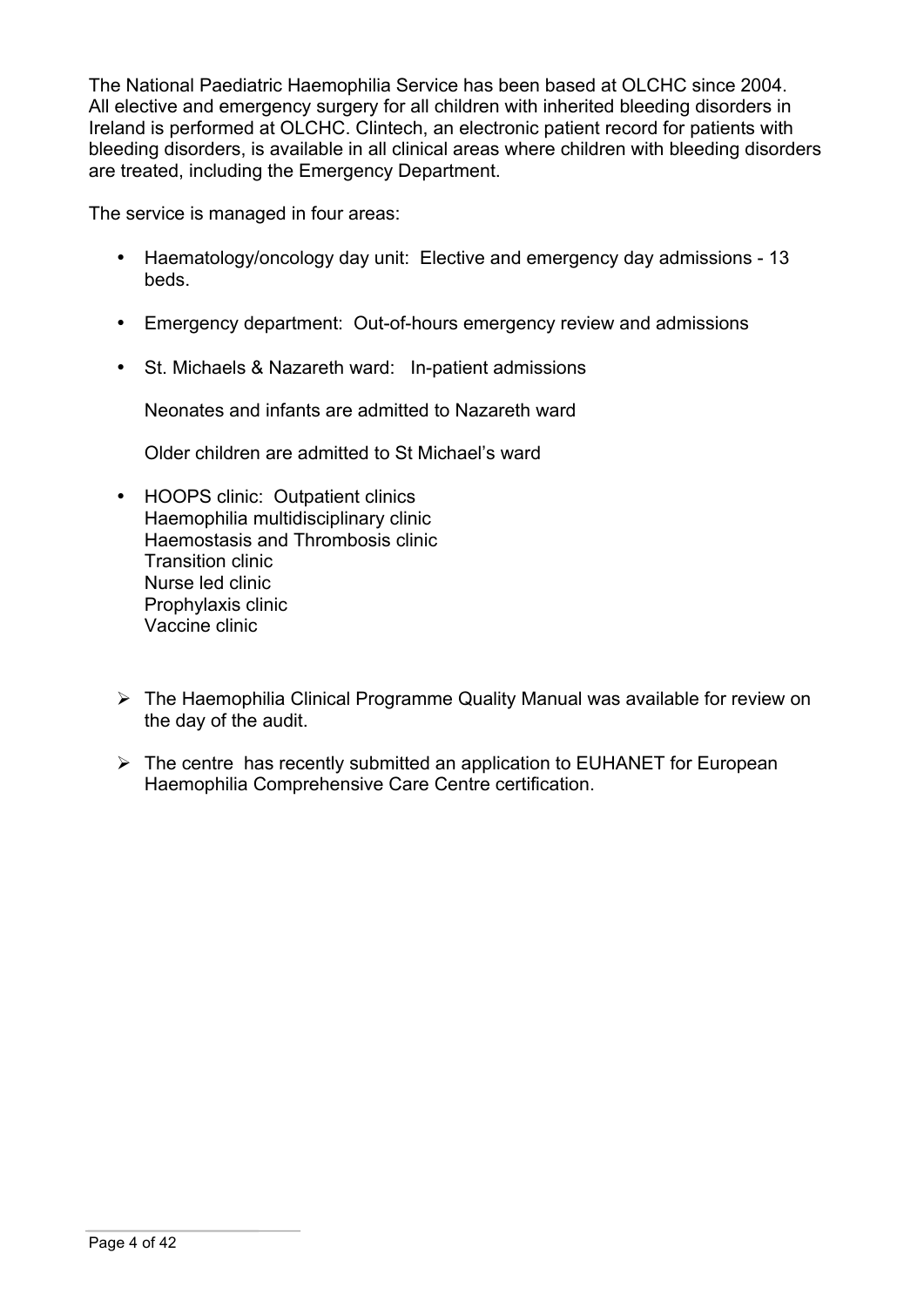The National Paediatric Haemophilia Service has been based at OLCHC since 2004. All elective and emergency surgery for all children with inherited bleeding disorders in Ireland is performed at OLCHC. Clintech, an electronic patient record for patients with bleeding disorders, is available in all clinical areas where children with bleeding disorders are treated, including the Emergency Department.

The service is managed in four areas:

- Haematology/oncology day unit: Elective and emergency day admissions - 13 beds.

- Emergency department: Out-of-hours emergency review and admissions

- St. Michaels & Nazareth ward: In-patient admissions

  Neonates and infants are admitted to Nazareth ward

  Older children are admitted to St Michael's ward

- HOOPS clinic: Outpatient clinics
  Haemophilia multidisciplinary clinic
  Haemostasis and Thrombosis clinic
  Transition clinic
  Nurse led clinic
  Prophylaxis clinic
  Vaccine clinic

- The Haemophilia Clinical Programme Quality Manual was available for review on the day of the audit.

- The centre has recently submitted an application to EUHANET for European Haemophilia Comprehensive Care Centre certification.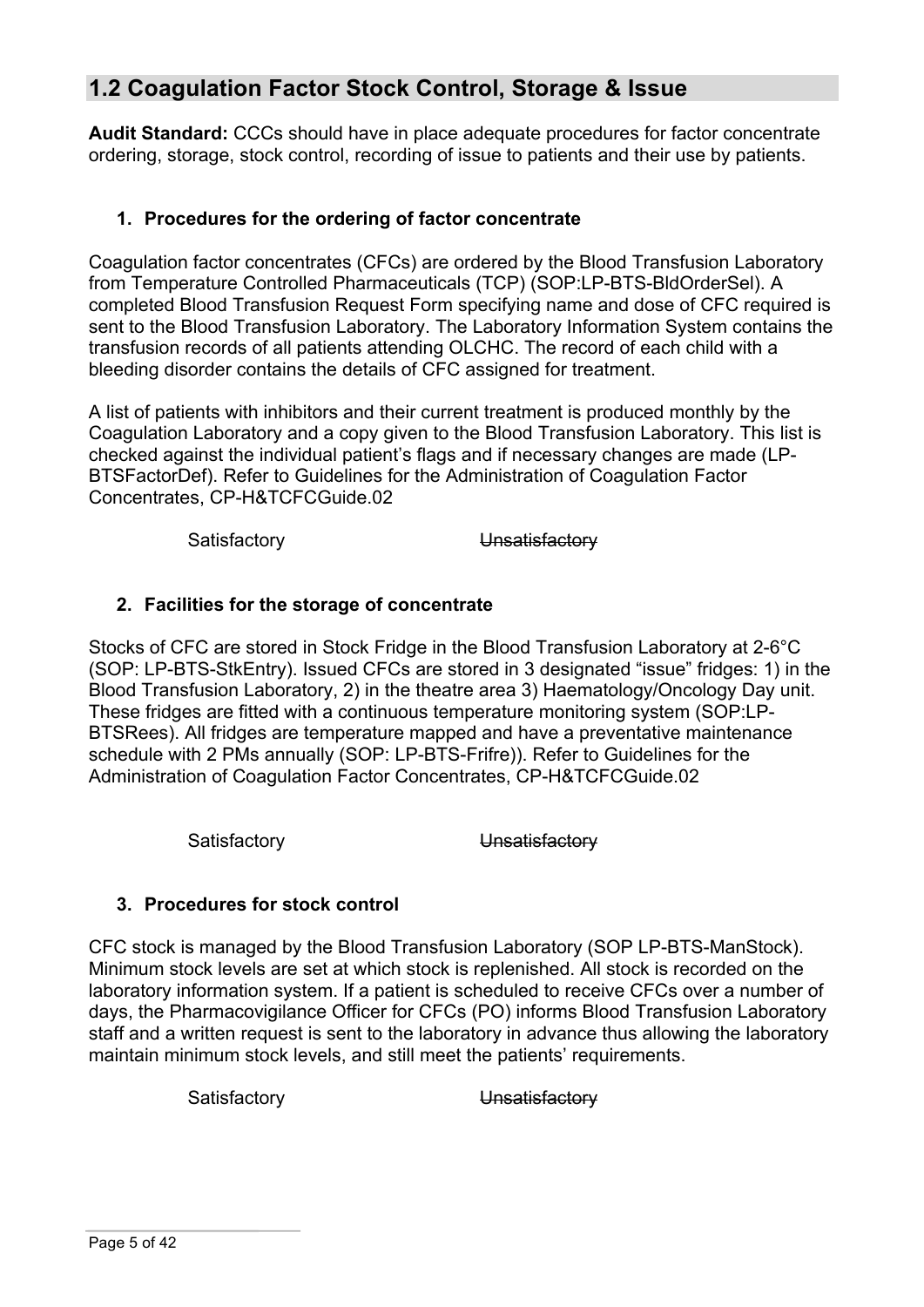## 1.2 Coagulation Factor Stock Control, Storage & Issue

**Audit Standard:** CCCs should have in place adequate procedures for factor concentrate ordering, storage, stock control, recording of issue to patients and their use by patients.

1. **Procedures for the ordering of factor concentrate**

Coagulation factor concentrates (CFCs) are ordered by the Blood Transfusion Laboratory from Temperature Controlled Pharmaceuticals (TCP) (SOP:LP-BTS-BldOrderSel). A completed Blood Transfusion Request Form specifying name and dose of CFC required is sent to the Blood Transfusion Laboratory. The Laboratory Information System contains the transfusion records of all patients attending OLCHC. The record of each child with a bleeding disorder contains the details of CFC assigned for treatment.

A list of patients with inhibitors and their current treatment is produced monthly by the Coagulation Laboratory and a copy given to the Blood Transfusion Laboratory. This list is checked against the individual patient's flags and if necessary changes are made (LP-BTSFactorDef). Refer to Guidelines for the Administration of Coagulation Factor Concentrates, CP-H&TCFCGuide.02

Satisfactory ~~Unsatisfactory~~

2. **Facilities for the storage of concentrate**

Stocks of CFC are stored in Stock Fridge in the Blood Transfusion Laboratory at 2-6°C (SOP: LP-BTS-StkEntry). Issued CFCs are stored in 3 designated "issue" fridges: 1) in the Blood Transfusion Laboratory, 2) in the theatre area 3) Haematology/Oncology Day unit. These fridges are fitted with a continuous temperature monitoring system (SOP:LP-BTSRees). All fridges are temperature mapped and have a preventative maintenance schedule with 2 PMs annually (SOP: LP-BTS-Frifre)). Refer to Guidelines for the Administration of Coagulation Factor Concentrates, CP-H&TCFCGuide.02

Satisfactory ~~Unsatisfactory~~

3. **Procedures for stock control**

CFC stock is managed by the Blood Transfusion Laboratory (SOP LP-BTS-ManStock). Minimum stock levels are set at which stock is replenished. All stock is recorded on the laboratory information system. If a patient is scheduled to receive CFCs over a number of days, the Pharmacovigilance Officer for CFCs (PO) informs Blood Transfusion Laboratory staff and a written request is sent to the laboratory in advance thus allowing the laboratory maintain minimum stock levels, and still meet the patients' requirements.

Satisfactory ~~Unsatisfactory~~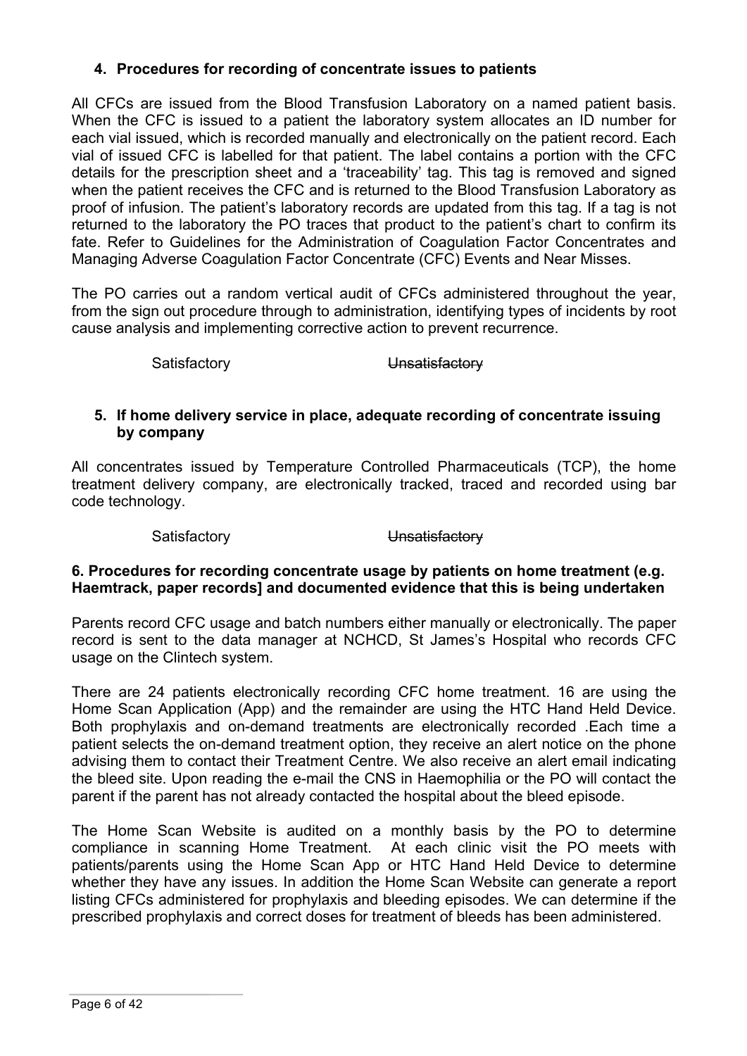## 4. Procedures for recording of concentrate issues to patients

All CFCs are issued from the Blood Transfusion Laboratory on a named patient basis. When the CFC is issued to a patient the laboratory system allocates an ID number for each vial issued, which is recorded manually and electronically on the patient record. Each vial of issued CFC is labelled for that patient. The label contains a portion with the CFC details for the prescription sheet and a 'traceability' tag. This tag is removed and signed when the patient receives the CFC and is returned to the Blood Transfusion Laboratory as proof of infusion. The patient's laboratory records are updated from this tag. If a tag is not returned to the laboratory the PO traces that product to the patient's chart to confirm its fate. Refer to Guidelines for the Administration of Coagulation Factor Concentrates and Managing Adverse Coagulation Factor Concentrate (CFC) Events and Near Misses.

The PO carries out a random vertical audit of CFCs administered throughout the year, from the sign out procedure through to administration, identifying types of incidents by root cause analysis and implementing corrective action to prevent recurrence.

Satisfactory ~~Unsatisfactory~~

## 5. If home delivery service in place, adequate recording of concentrate issuing by company

All concentrates issued by Temperature Controlled Pharmaceuticals (TCP), the home treatment delivery company, are electronically tracked, traced and recorded using bar code technology.

Satisfactory ~~Unsatisfactory~~

## 6. Procedures for recording concentrate usage by patients on home treatment (e.g. Haemtrack, paper records] and documented evidence that this is being undertaken

Parents record CFC usage and batch numbers either manually or electronically. The paper record is sent to the data manager at NCHCD, St James's Hospital who records CFC usage on the Clintech system.

There are 24 patients electronically recording CFC home treatment. 16 are using the Home Scan Application (App) and the remainder are using the HTC Hand Held Device. Both prophylaxis and on-demand treatments are electronically recorded .Each time a patient selects the on-demand treatment option, they receive an alert notice on the phone advising them to contact their Treatment Centre. We also receive an alert email indicating the bleed site. Upon reading the e-mail the CNS in Haemophilia or the PO will contact the parent if the parent has not already contacted the hospital about the bleed episode.

The Home Scan Website is audited on a monthly basis by the PO to determine compliance in scanning Home Treatment. At each clinic visit the PO meets with patients/parents using the Home Scan App or HTC Hand Held Device to determine whether they have any issues. In addition the Home Scan Website can generate a report listing CFCs administered for prophylaxis and bleeding episodes. We can determine if the prescribed prophylaxis and correct doses for treatment of bleeds has been administered.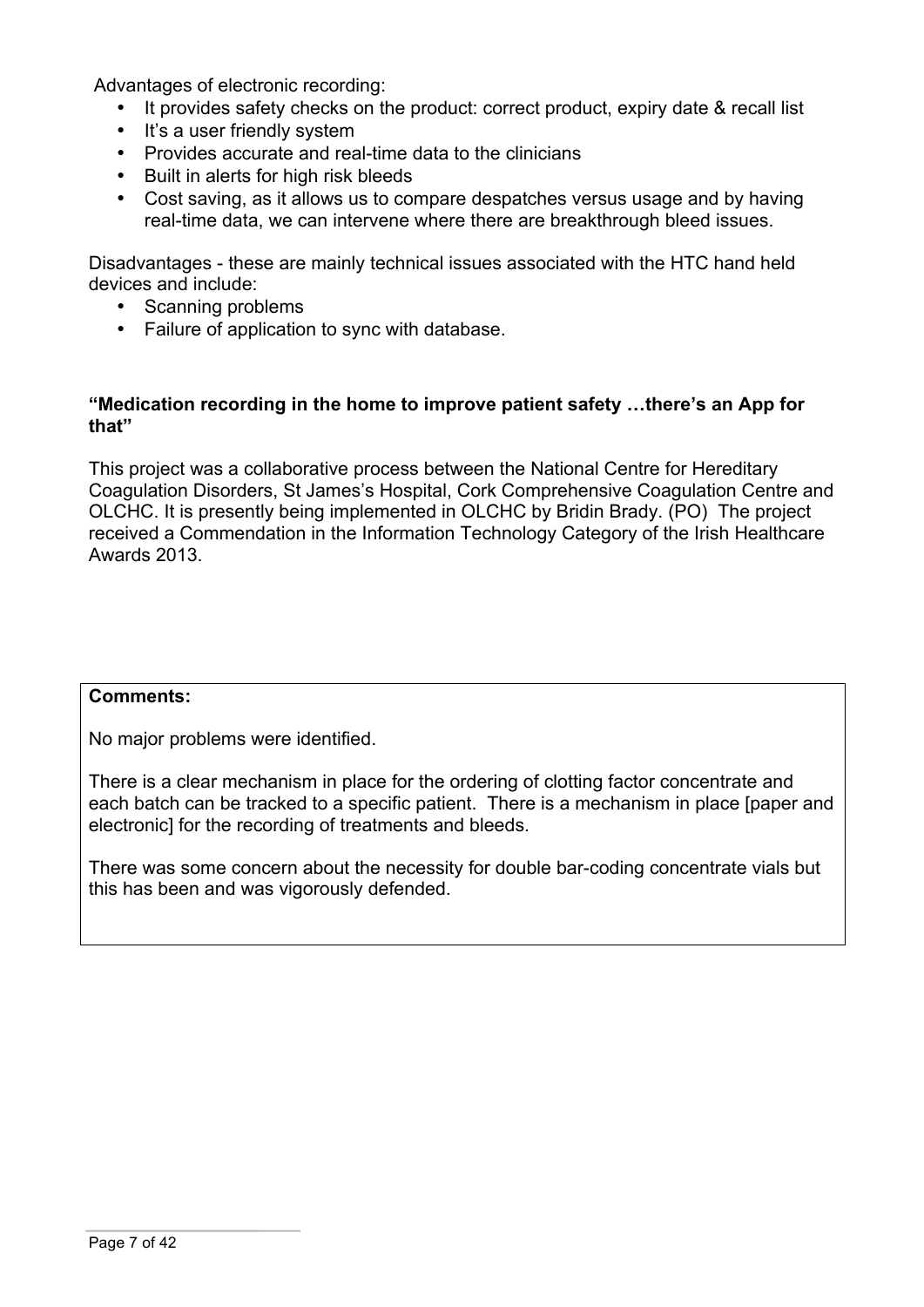Advantages of electronic recording:

- It provides safety checks on the product: correct product, expiry date & recall list
- It's a user friendly system
- Provides accurate and real-time data to the clinicians
- Built in alerts for high risk bleeds
- Cost saving, as it allows us to compare despatches versus usage and by having real-time data, we can intervene where there are breakthrough bleed issues.

Disadvantages - these are mainly technical issues associated with the HTC hand held devices and include:

- Scanning problems
- Failure of application to sync with database.

**"Medication recording in the home to improve patient safety …there's an App for that"**

This project was a collaborative process between the National Centre for Hereditary Coagulation Disorders, St James's Hospital, Cork Comprehensive Coagulation Centre and OLCHC. It is presently being implemented in OLCHC by Bridin Brady. (PO) The project received a Commendation in the Information Technology Category of the Irish Healthcare Awards 2013.

**Comments:**

No major problems were identified.

There is a clear mechanism in place for the ordering of clotting factor concentrate and each batch can be tracked to a specific patient. There is a mechanism in place [paper and electronic] for the recording of treatments and bleeds.

There was some concern about the necessity for double bar-coding concentrate vials but this has been and was vigorously defended.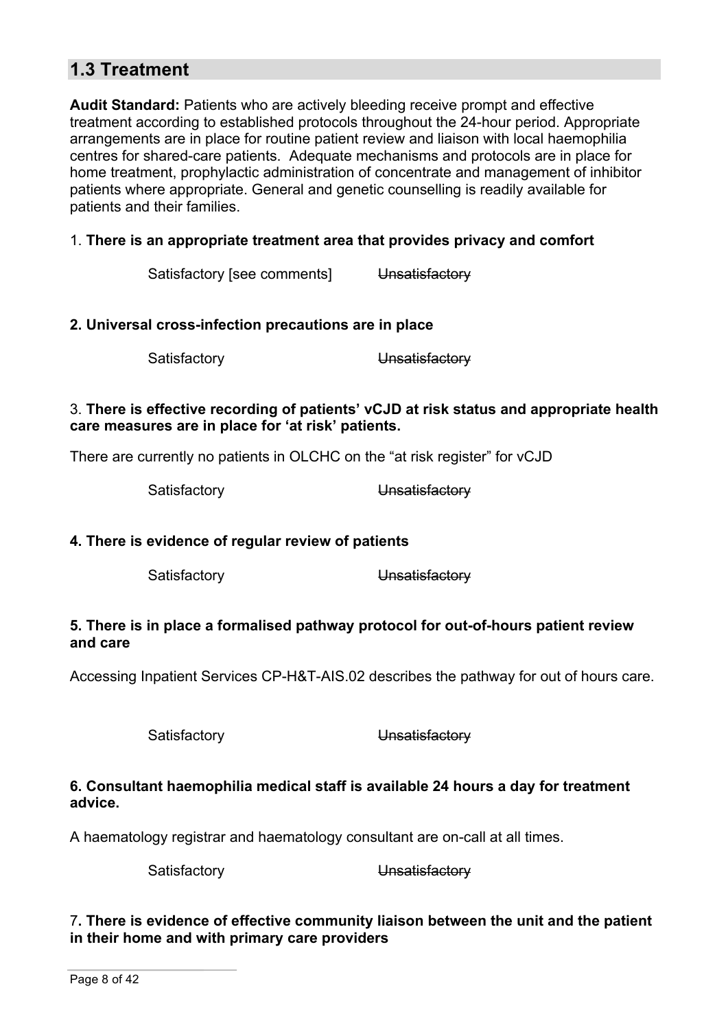## 1.3 Treatment

**Audit Standard:** Patients who are actively bleeding receive prompt and effective treatment according to established protocols throughout the 24-hour period. Appropriate arrangements are in place for routine patient review and liaison with local haemophilia centres for shared-care patients. Adequate mechanisms and protocols are in place for home treatment, prophylactic administration of concentrate and management of inhibitor patients where appropriate. General and genetic counselling is readily available for patients and their families.

1. **There is an appropriate treatment area that provides privacy and comfort**

Satisfactory [see comments] ~~Unsatisfactory~~

**2. Universal cross-infection precautions are in place**

Satisfactory ~~Unsatisfactory~~

3. **There is effective recording of patients' vCJD at risk status and appropriate health care measures are in place for 'at risk' patients.**

There are currently no patients in OLCHC on the "at risk register" for vCJD

Satisfactory ~~Unsatisfactory~~

**4. There is evidence of regular review of patients**

Satisfactory ~~Unsatisfactory~~

**5. There is in place a formalised pathway protocol for out-of-hours patient review and care**

Accessing Inpatient Services CP-H&T-AIS.02 describes the pathway for out of hours care.

Satisfactory ~~Unsatisfactory~~

**6. Consultant haemophilia medical staff is available 24 hours a day for treatment advice.**

A haematology registrar and haematology consultant are on-call at all times.

Satisfactory ~~Unsatisfactory~~

7**. There is evidence of effective community liaison between the unit and the patient in their home and with primary care providers**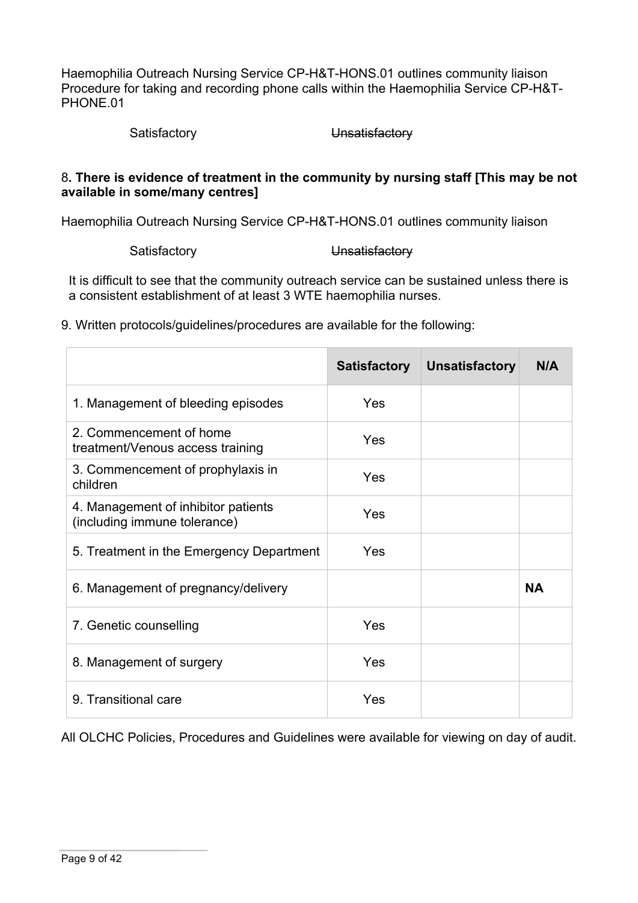Haemophilia Outreach Nursing Service CP-H&T-HONS.01 outlines community liaison
Procedure for taking and recording phone calls within the Haemophilia Service CP-H&T-PHONE.01

Satisfactory ~~Unsatisfactory~~

8**. There is evidence of treatment in the community by nursing staff [This may be not available in some/many centres]**

Haemophilia Outreach Nursing Service CP-H&T-HONS.01 outlines community liaison

Satisfactory ~~Unsatisfactory~~

It is difficult to see that the community outreach service can be sustained unless there is a consistent establishment of at least 3 WTE haemophilia nurses.

9. Written protocols/guidelines/procedures are available for the following:

| | Satisfactory | Unsatisfactory | N/A |
|---|---|---|---|
| 1. Management of bleeding episodes | Yes | | |
| 2. Commencement of home treatment/Venous access training | Yes | | |
| 3. Commencement of prophylaxis in children | Yes | | |
| 4. Management of inhibitor patients (including immune tolerance) | Yes | | |
| 5. Treatment in the Emergency Department | Yes | | |
| 6. Management of pregnancy/delivery | | | **NA** |
| 7. Genetic counselling | Yes | | |
| 8. Management of surgery | Yes | | |
| 9. Transitional care | Yes | | |

All OLCHC Policies, Procedures and Guidelines were available for viewing on day of audit.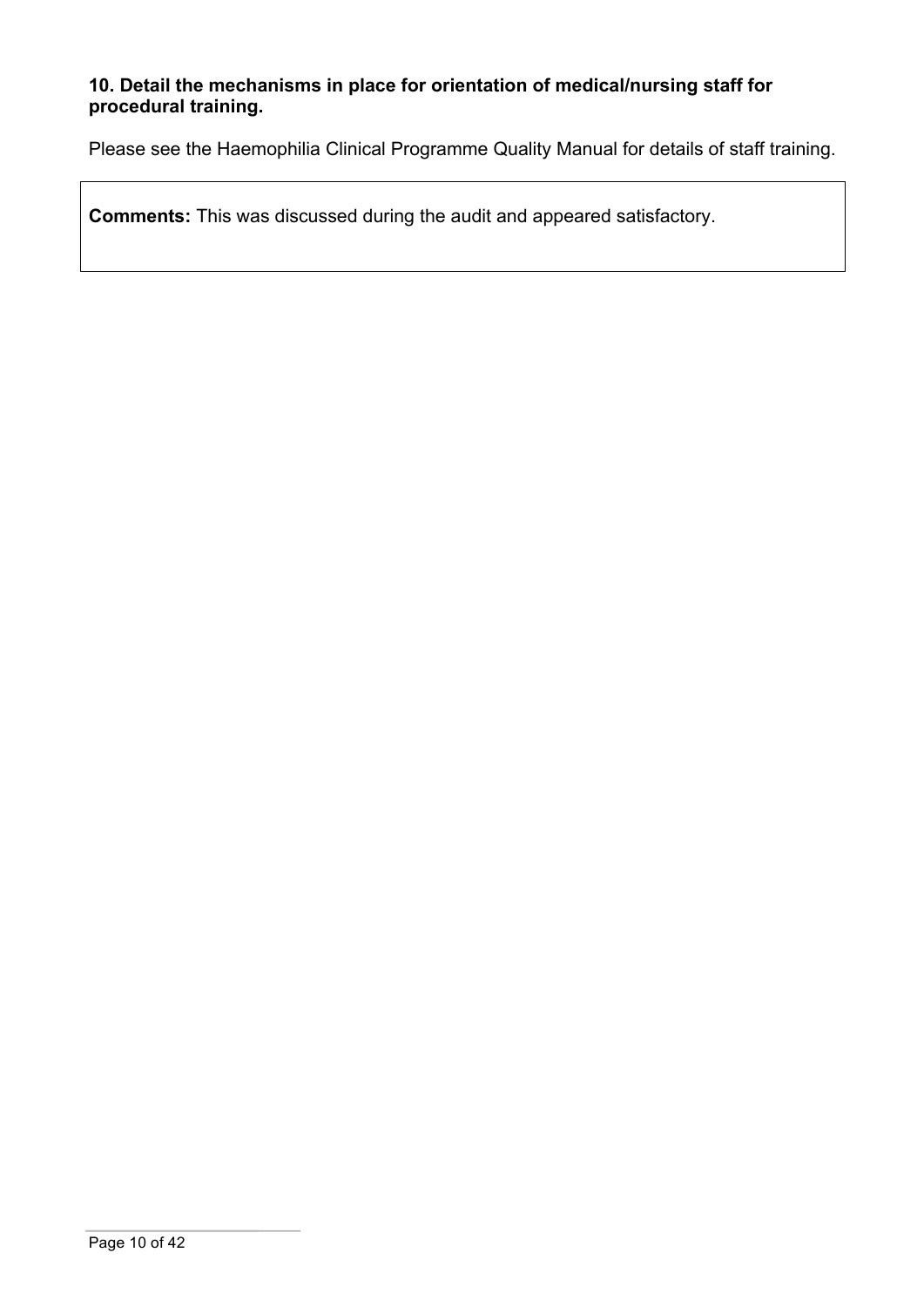**10. Detail the mechanisms in place for orientation of medical/nursing staff for procedural training.**

Please see the Haemophilia Clinical Programme Quality Manual for details of staff training.

**Comments:** This was discussed during the audit and appeared satisfactory.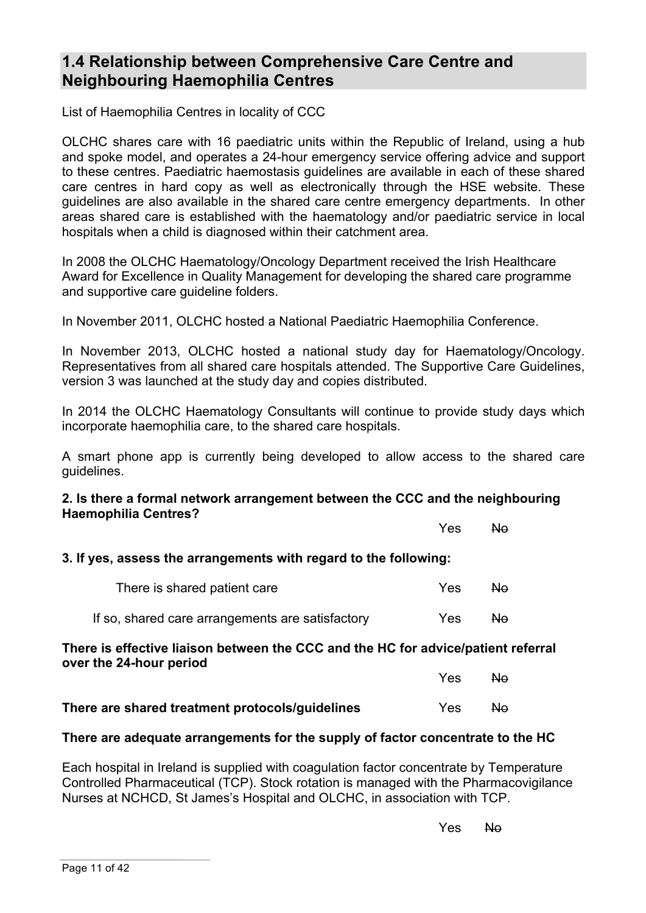## 1.4 Relationship between Comprehensive Care Centre and Neighbouring Haemophilia Centres

List of Haemophilia Centres in locality of CCC

OLCHC shares care with 16 paediatric units within the Republic of Ireland, using a hub and spoke model, and operates a 24-hour emergency service offering advice and support to these centres. Paediatric haemostasis guidelines are available in each of these shared care centres in hard copy as well as electronically through the HSE website. These guidelines are also available in the shared care centre emergency departments. In other areas shared care is established with the haematology and/or paediatric service in local hospitals when a child is diagnosed within their catchment area.

In 2008 the OLCHC Haematology/Oncology Department received the Irish Healthcare Award for Excellence in Quality Management for developing the shared care programme and supportive care guideline folders.

In November 2011, OLCHC hosted a National Paediatric Haemophilia Conference.

In November 2013, OLCHC hosted a national study day for Haematology/Oncology. Representatives from all shared care hospitals attended. The Supportive Care Guidelines, version 3 was launched at the study day and copies distributed.

In 2014 the OLCHC Haematology Consultants will continue to provide study days which incorporate haemophilia care, to the shared care hospitals.

A smart phone app is currently being developed to allow access to the shared care guidelines.

**2. Is there a formal network arrangement between the CCC and the neighbouring Haemophilia Centres?**

Yes ~~No~~

**3. If yes, assess the arrangements with regard to the following:**

There is shared patient care — Yes ~~No~~

If so, shared care arrangements are satisfactory — Yes ~~No~~

**There is effective liaison between the CCC and the HC for advice/patient referral over the 24-hour period**

Yes ~~No~~

**There are shared treatment protocols/guidelines** — Yes ~~No~~

**There are adequate arrangements for the supply of factor concentrate to the HC**

Each hospital in Ireland is supplied with coagulation factor concentrate by Temperature Controlled Pharmaceutical (TCP). Stock rotation is managed with the Pharmacovigilance Nurses at NCHCD, St James's Hospital and OLCHC, in association with TCP.

Yes ~~No~~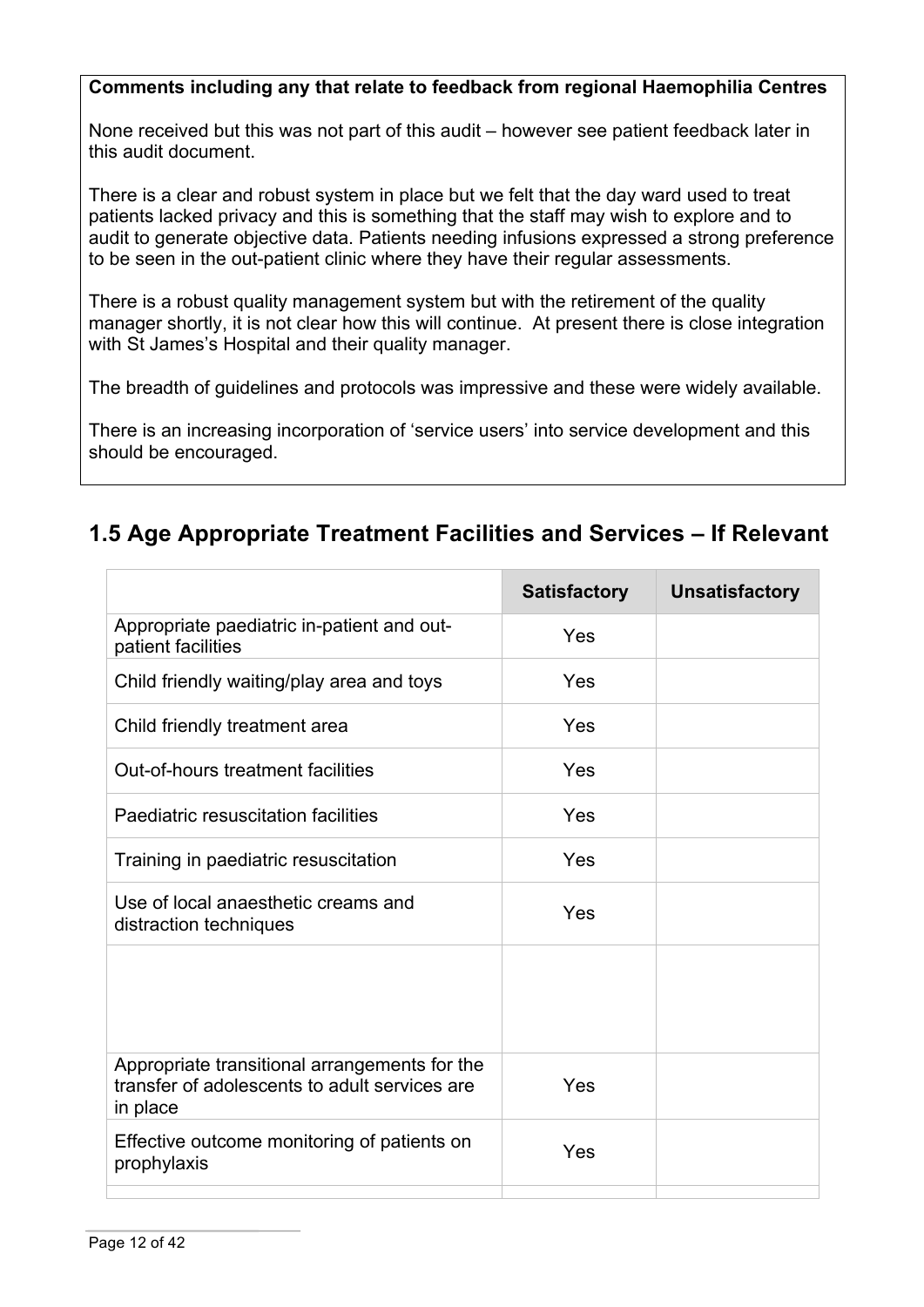**Comments including any that relate to feedback from regional Haemophilia Centres**

None received but this was not part of this audit – however see patient feedback later in this audit document.

There is a clear and robust system in place but we felt that the day ward used to treat patients lacked privacy and this is something that the staff may wish to explore and to audit to generate objective data. Patients needing infusions expressed a strong preference to be seen in the out-patient clinic where they have their regular assessments.

There is a robust quality management system but with the retirement of the quality manager shortly, it is not clear how this will continue. At present there is close integration with St James's Hospital and their quality manager.

The breadth of guidelines and protocols was impressive and these were widely available.

There is an increasing incorporation of 'service users' into service development and this should be encouraged.

## 1.5 Age Appropriate Treatment Facilities and Services – If Relevant

| | Satisfactory | Unsatisfactory |
|---|---|---|
| Appropriate paediatric in-patient and out-patient facilities | Yes | |
| Child friendly waiting/play area and toys | Yes | |
| Child friendly treatment area | Yes | |
| Out-of-hours treatment facilities | Yes | |
| Paediatric resuscitation facilities | Yes | |
| Training in paediatric resuscitation | Yes | |
| Use of local anaesthetic creams and distraction techniques | Yes | |
| | | |
| Appropriate transitional arrangements for the transfer of adolescents to adult services are in place | Yes | |
| Effective outcome monitoring of patients on prophylaxis | Yes | |
| | | |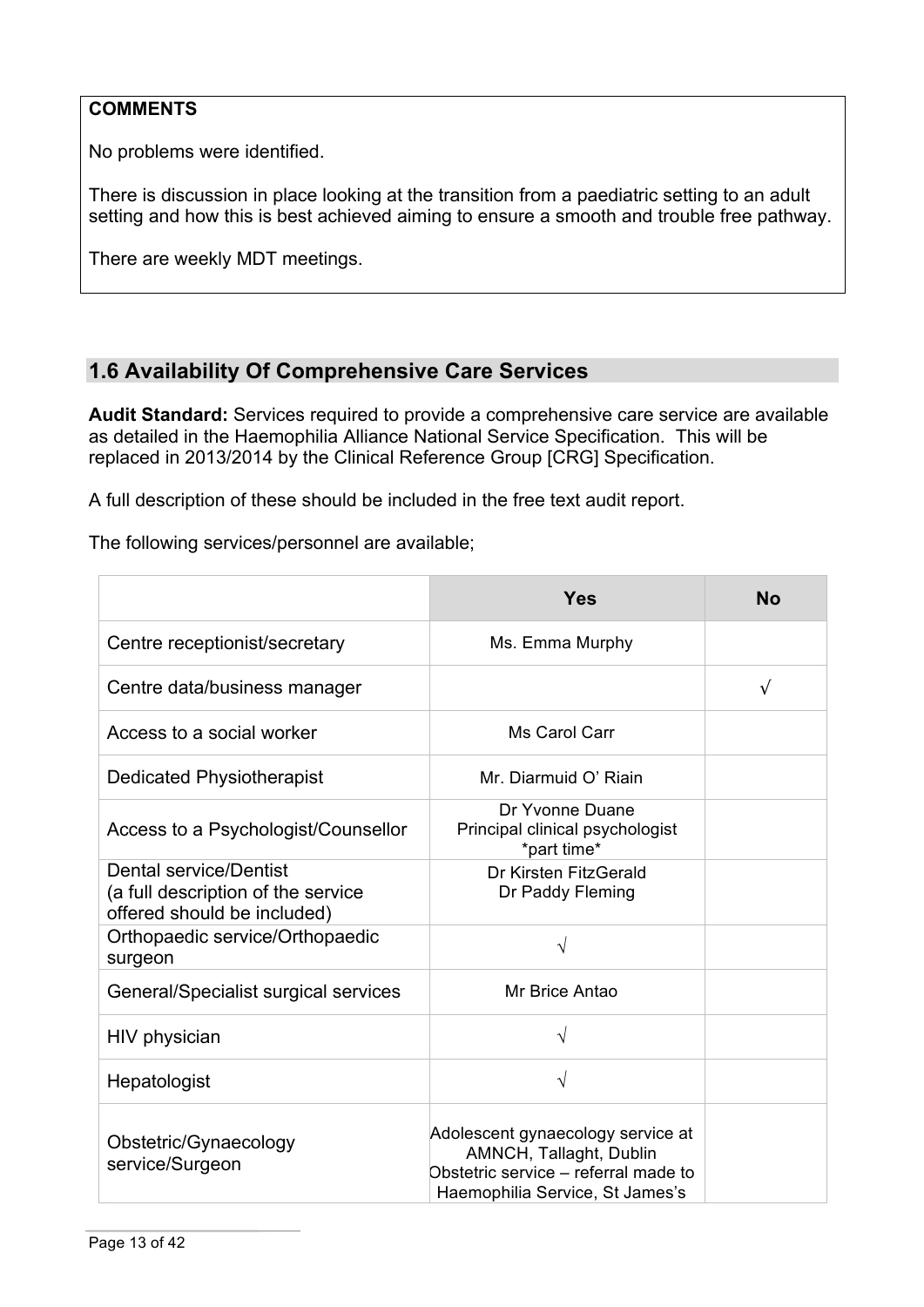**COMMENTS**

No problems were identified.

There is discussion in place looking at the transition from a paediatric setting to an adult setting and how this is best achieved aiming to ensure a smooth and trouble free pathway.

There are weekly MDT meetings.

## 1.6 Availability Of Comprehensive Care Services

**Audit Standard:** Services required to provide a comprehensive care service are available as detailed in the Haemophilia Alliance National Service Specification. This will be replaced in 2013/2014 by the Clinical Reference Group [CRG] Specification.

A full description of these should be included in the free text audit report.

The following services/personnel are available;

| | Yes | No |
|---|---|---|
| Centre receptionist/secretary | Ms. Emma Murphy | |
| Centre data/business manager | | √ |
| Access to a social worker | Ms Carol Carr | |
| Dedicated Physiotherapist | Mr. Diarmuid O' Riain | |
| Access to a Psychologist/Counsellor | Dr Yvonne Duane<br>Principal clinical psychologist<br>*part time* | |
| Dental service/Dentist<br>(a full description of the service offered should be included) | Dr Kirsten FitzGerald<br>Dr Paddy Fleming | |
| Orthopaedic service/Orthopaedic surgeon | √ | |
| General/Specialist surgical services | Mr Brice Antao | |
| HIV physician | √ | |
| Hepatologist | √ | |
| Obstetric/Gynaecology service/Surgeon | Adolescent gynaecology service at AMNCH, Tallaght, Dublin<br>Obstetric service – referral made to Haemophilia Service, St James's | |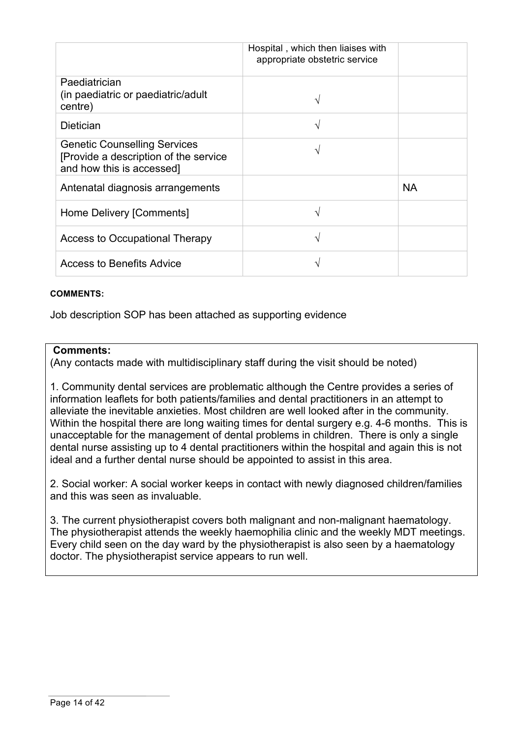| | | |
|---|---|---|
| | Hospital , which then liaises with appropriate obstetric service | |
| Paediatrician (in paediatric or paediatric/adult centre) | √ | |
| Dietician | √ | |
| Genetic Counselling Services [Provide a description of the service and how this is accessed] | √ | |
| Antenatal diagnosis arrangements | | NA |
| Home Delivery [Comments] | √ | |
| Access to Occupational Therapy | √ | |
| Access to Benefits Advice | √ | |

**COMMENTS:**

Job description SOP has been attached as supporting evidence

**Comments:**
(Any contacts made with multidisciplinary staff during the visit should be noted)

1. Community dental services are problematic although the Centre provides a series of information leaflets for both patients/families and dental practitioners in an attempt to alleviate the inevitable anxieties. Most children are well looked after in the community. Within the hospital there are long waiting times for dental surgery e.g. 4-6 months. This is unacceptable for the management of dental problems in children. There is only a single dental nurse assisting up to 4 dental practitioners within the hospital and again this is not ideal and a further dental nurse should be appointed to assist in this area.

2. Social worker: A social worker keeps in contact with newly diagnosed children/families and this was seen as invaluable.

3. The current physiotherapist covers both malignant and non-malignant haematology. The physiotherapist attends the weekly haemophilia clinic and the weekly MDT meetings. Every child seen on the day ward by the physiotherapist is also seen by a haematology doctor. The physiotherapist service appears to run well.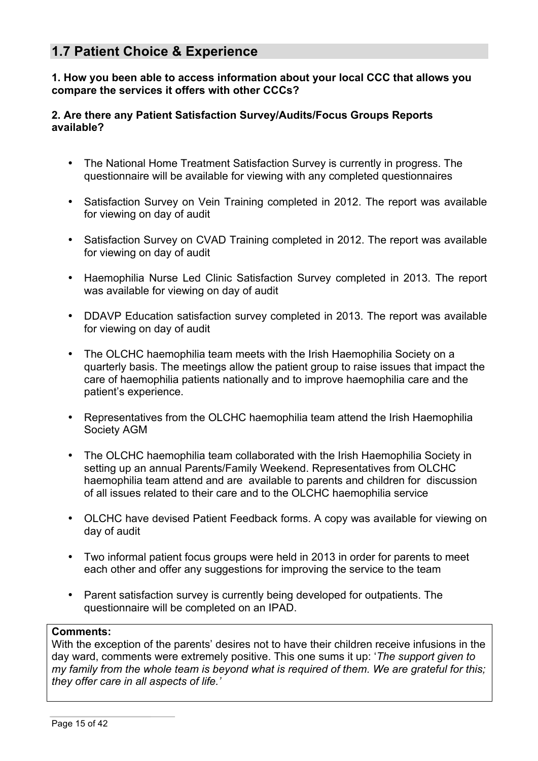## 1.7 Patient Choice & Experience

**1. How you been able to access information about your local CCC that allows you compare the services it offers with other CCCs?**

**2. Are there any Patient Satisfaction Survey/Audits/Focus Groups Reports available?**

- The National Home Treatment Satisfaction Survey is currently in progress. The questionnaire will be available for viewing with any completed questionnaires
- Satisfaction Survey on Vein Training completed in 2012. The report was available for viewing on day of audit
- Satisfaction Survey on CVAD Training completed in 2012. The report was available for viewing on day of audit
- Haemophilia Nurse Led Clinic Satisfaction Survey completed in 2013. The report was available for viewing on day of audit
- DDAVP Education satisfaction survey completed in 2013. The report was available for viewing on day of audit
- The OLCHC haemophilia team meets with the Irish Haemophilia Society on a quarterly basis. The meetings allow the patient group to raise issues that impact the care of haemophilia patients nationally and to improve haemophilia care and the patient's experience.
- Representatives from the OLCHC haemophilia team attend the Irish Haemophilia Society AGM
- The OLCHC haemophilia team collaborated with the Irish Haemophilia Society in setting up an annual Parents/Family Weekend. Representatives from OLCHC haemophilia team attend and are available to parents and children for discussion of all issues related to their care and to the OLCHC haemophilia service
- OLCHC have devised Patient Feedback forms. A copy was available for viewing on day of audit
- Two informal patient focus groups were held in 2013 in order for parents to meet each other and offer any suggestions for improving the service to the team
- Parent satisfaction survey is currently being developed for outpatients. The questionnaire will be completed on an IPAD.

**Comments:**
With the exception of the parents' desires not to have their children receive infusions in the day ward, comments were extremely positive. This one sums it up: '*The support given to my family from the whole team is beyond what is required of them. We are grateful for this; they offer care in all aspects of life.*'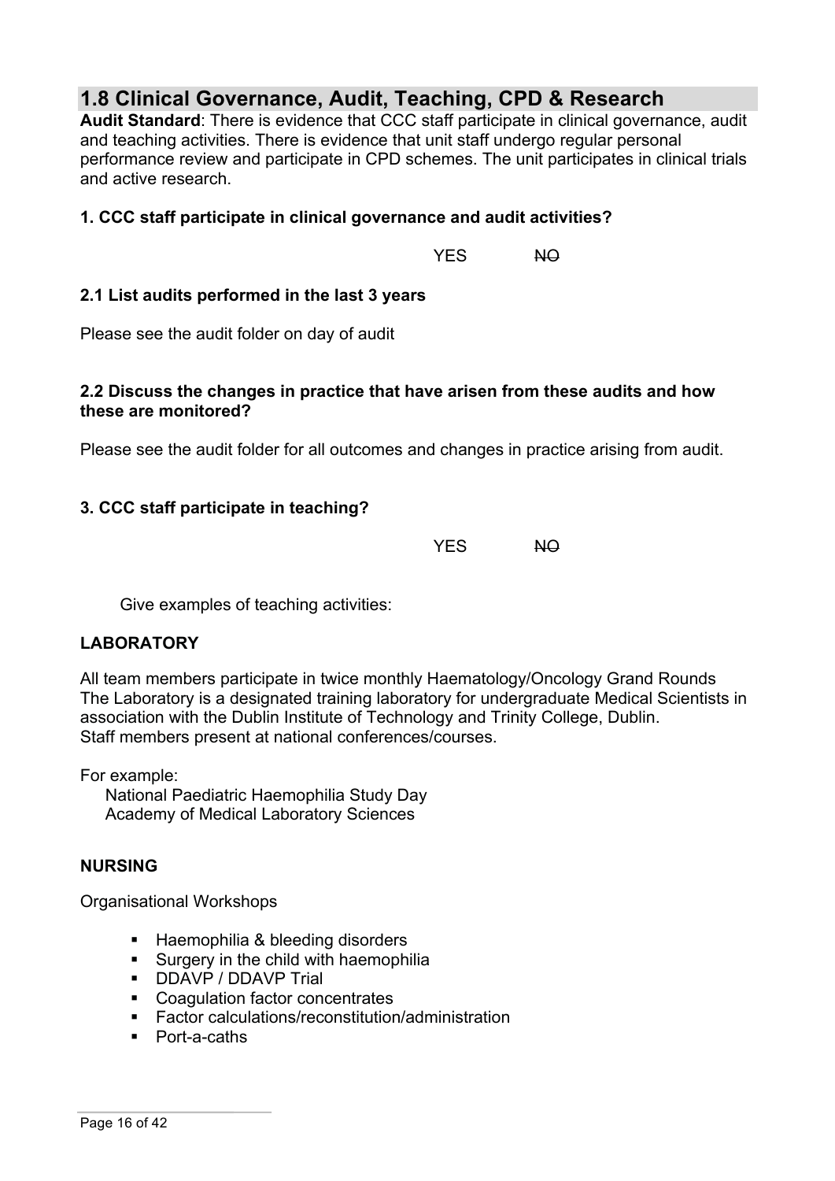## 1.8 Clinical Governance, Audit, Teaching, CPD & Research

**Audit Standard**: There is evidence that CCC staff participate in clinical governance, audit and teaching activities. There is evidence that unit staff undergo regular personal performance review and participate in CPD schemes. The unit participates in clinical trials and active research.

**1. CCC staff participate in clinical governance and audit activities?**

YES ~~NO~~

**2.1 List audits performed in the last 3 years**

Please see the audit folder on day of audit

**2.2 Discuss the changes in practice that have arisen from these audits and how these are monitored?**

Please see the audit folder for all outcomes and changes in practice arising from audit.

**3. CCC staff participate in teaching?**

YES ~~NO~~

Give examples of teaching activities:

**LABORATORY**

All team members participate in twice monthly Haematology/Oncology Grand Rounds
The Laboratory is a designated training laboratory for undergraduate Medical Scientists in association with the Dublin Institute of Technology and Trinity College, Dublin.
Staff members present at national conferences/courses.

For example:
National Paediatric Haemophilia Study Day
Academy of Medical Laboratory Sciences

**NURSING**

Organisational Workshops

- Haemophilia & bleeding disorders
- Surgery in the child with haemophilia
- DDAVP / DDAVP Trial
- Coagulation factor concentrates
- Factor calculations/reconstitution/administration
- Port-a-caths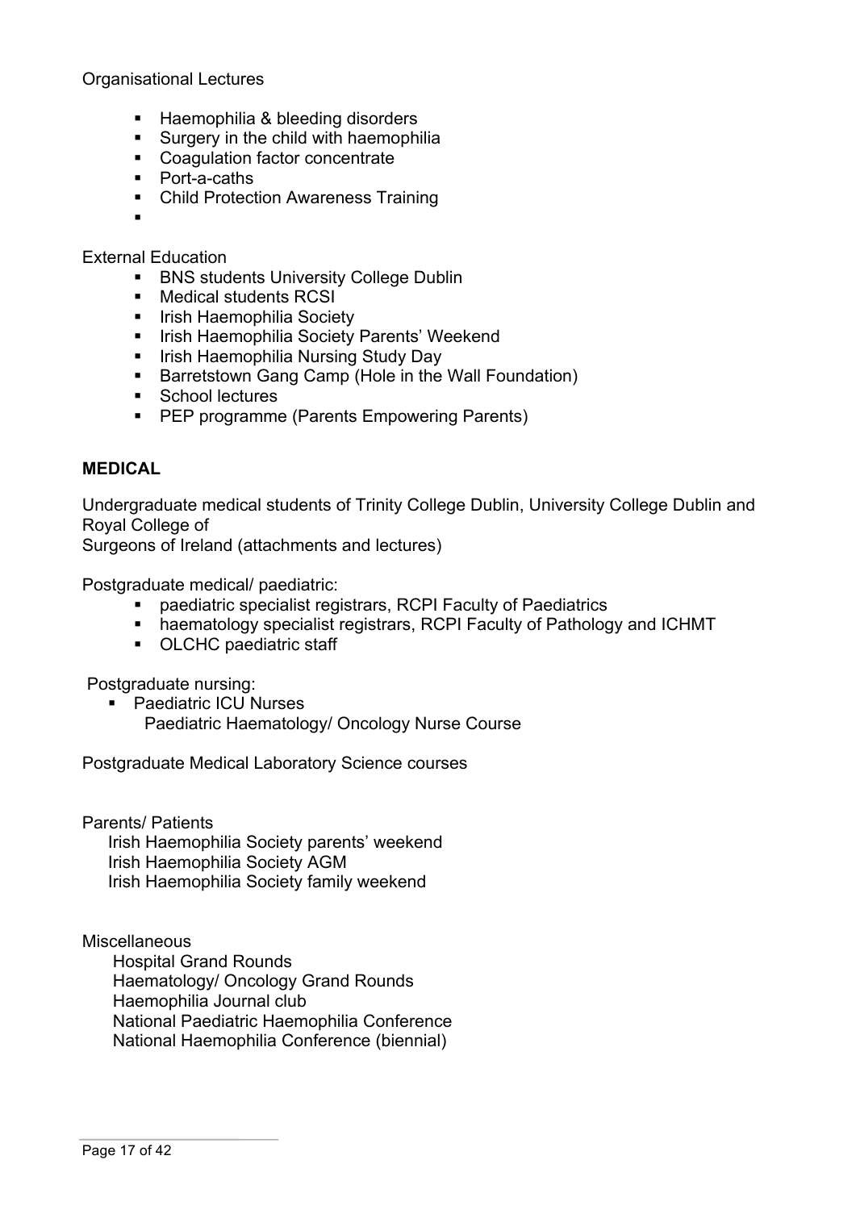Organisational Lectures

- Haemophilia & bleeding disorders
- Surgery in the child with haemophilia
- Coagulation factor concentrate
- Port-a-caths
- Child Protection Awareness Training
-

External Education

- BNS students University College Dublin
- Medical students RCSI
- Irish Haemophilia Society
- Irish Haemophilia Society Parents' Weekend
- Irish Haemophilia Nursing Study Day
- Barretstown Gang Camp (Hole in the Wall Foundation)
- School lectures
- PEP programme (Parents Empowering Parents)

**MEDICAL**

Undergraduate medical students of Trinity College Dublin, University College Dublin and Royal College of
Surgeons of Ireland (attachments and lectures)

Postgraduate medical/ paediatric:

- paediatric specialist registrars, RCPI Faculty of Paediatrics
- haematology specialist registrars, RCPI Faculty of Pathology and ICHMT
- OLCHC paediatric staff

Postgraduate nursing:

- Paediatric ICU Nurses
  Paediatric Haematology/ Oncology Nurse Course

Postgraduate Medical Laboratory Science courses

Parents/ Patients

Irish Haemophilia Society parents' weekend
Irish Haemophilia Society AGM
Irish Haemophilia Society family weekend

Miscellaneous

Hospital Grand Rounds
Haematology/ Oncology Grand Rounds
Haemophilia Journal club
National Paediatric Haemophilia Conference
National Haemophilia Conference (biennial)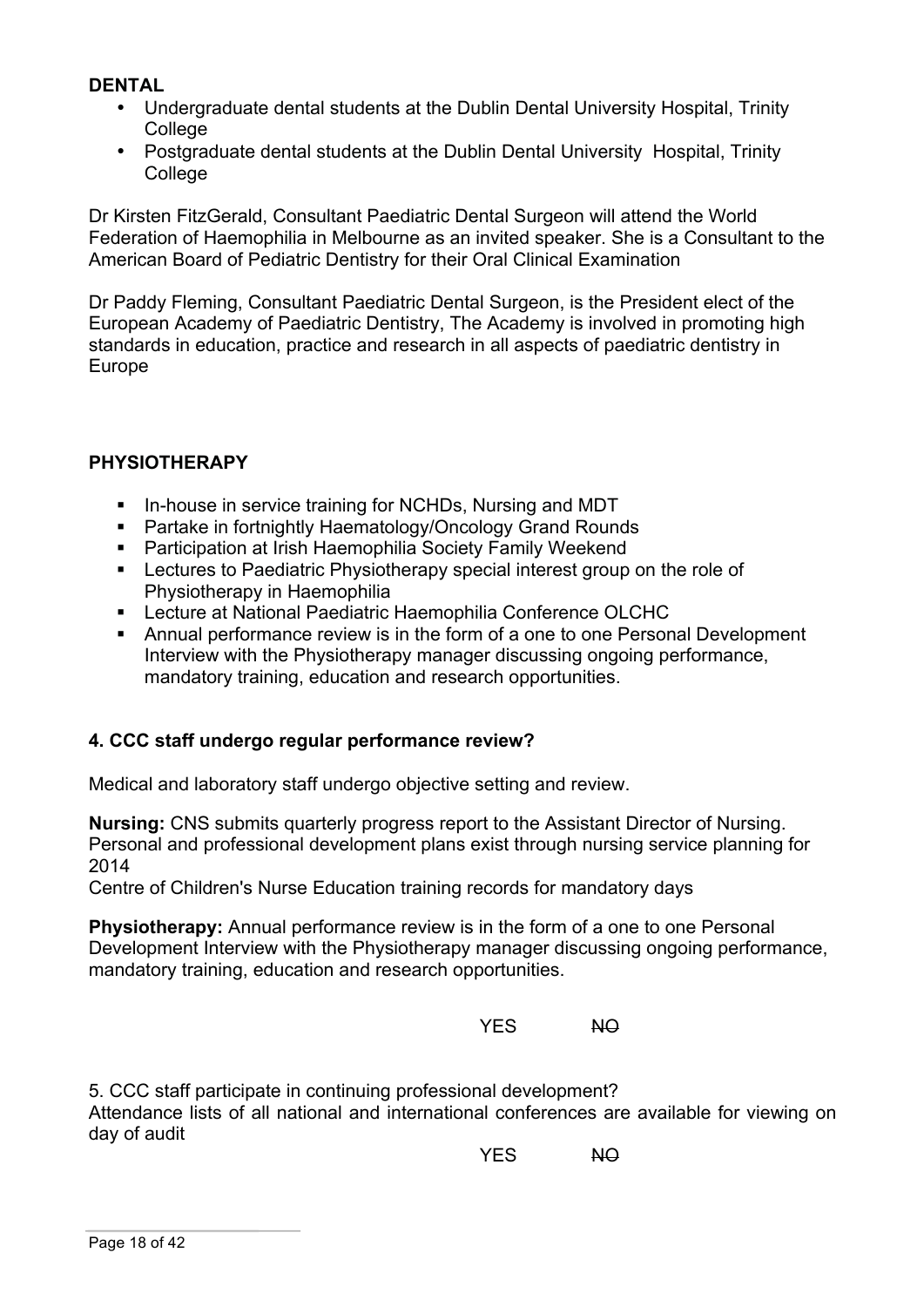**DENTAL**

- Undergraduate dental students at the Dublin Dental University Hospital, Trinity College
- Postgraduate dental students at the Dublin Dental University Hospital, Trinity College

Dr Kirsten FitzGerald, Consultant Paediatric Dental Surgeon will attend the World Federation of Haemophilia in Melbourne as an invited speaker. She is a Consultant to the American Board of Pediatric Dentistry for their Oral Clinical Examination

Dr Paddy Fleming, Consultant Paediatric Dental Surgeon, is the President elect of the European Academy of Paediatric Dentistry, The Academy is involved in promoting high standards in education, practice and research in all aspects of paediatric dentistry in Europe

**PHYSIOTHERAPY**

- In-house in service training for NCHDs, Nursing and MDT
- Partake in fortnightly Haematology/Oncology Grand Rounds
- Participation at Irish Haemophilia Society Family Weekend
- Lectures to Paediatric Physiotherapy special interest group on the role of Physiotherapy in Haemophilia
- Lecture at National Paediatric Haemophilia Conference OLCHC
- Annual performance review is in the form of a one to one Personal Development Interview with the Physiotherapy manager discussing ongoing performance, mandatory training, education and research opportunities.

**4. CCC staff undergo regular performance review?**

Medical and laboratory staff undergo objective setting and review.

**Nursing:** CNS submits quarterly progress report to the Assistant Director of Nursing. Personal and professional development plans exist through nursing service planning for 2014
Centre of Children's Nurse Education training records for mandatory days

**Physiotherapy:** Annual performance review is in the form of a one to one Personal Development Interview with the Physiotherapy manager discussing ongoing performance, mandatory training, education and research opportunities.

YES ~~NO~~

5. CCC staff participate in continuing professional development?
Attendance lists of all national and international conferences are available for viewing on day of audit

YES ~~NO~~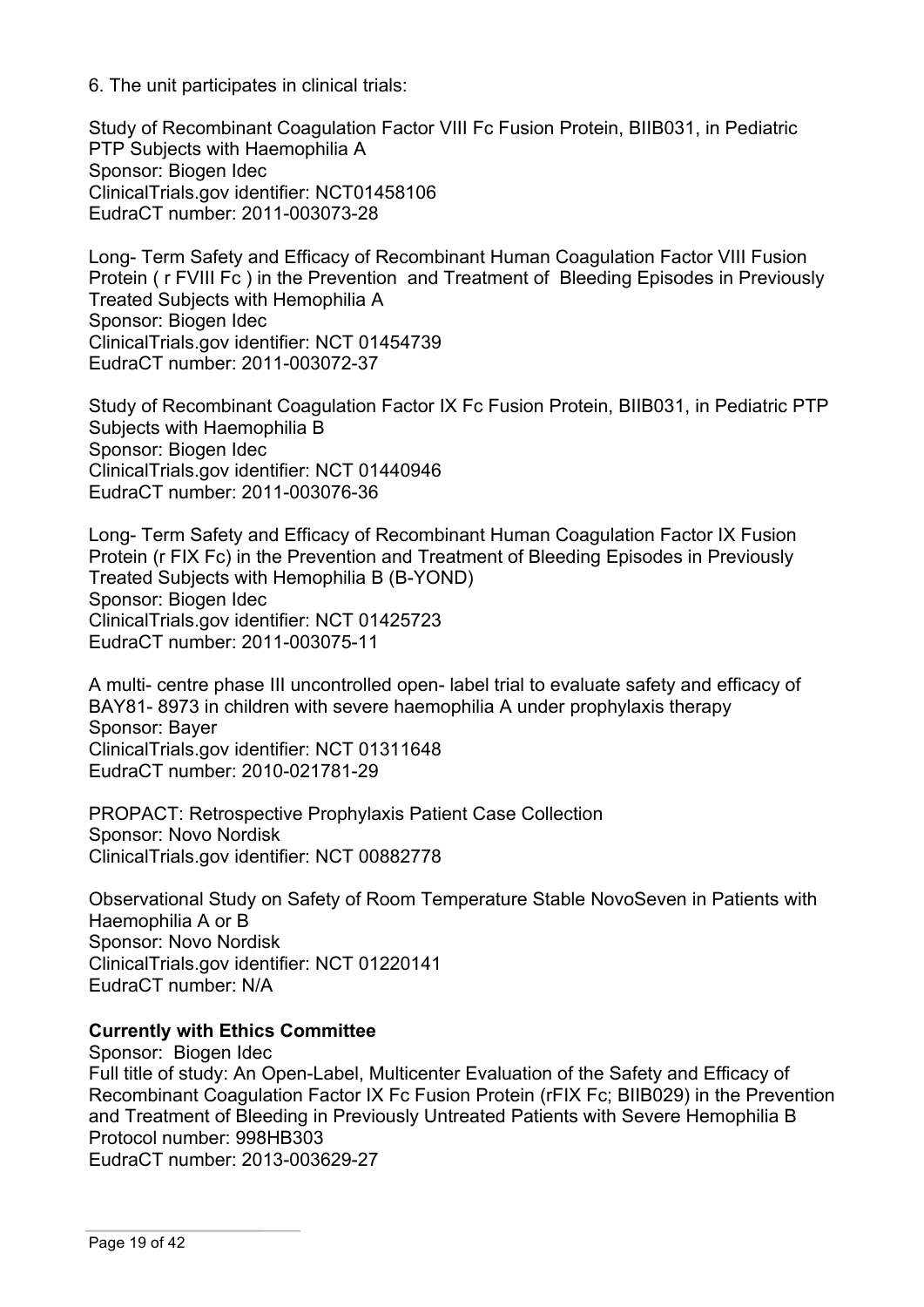6. The unit participates in clinical trials:

Study of Recombinant Coagulation Factor VIII Fc Fusion Protein, BIIB031, in Pediatric PTP Subjects with Haemophilia A
Sponsor: Biogen Idec
ClinicalTrials.gov identifier: NCT01458106
EudraCT number: 2011-003073-28

Long- Term Safety and Efficacy of Recombinant Human Coagulation Factor VIII Fusion Protein ( r FVIII Fc ) in the Prevention and Treatment of Bleeding Episodes in Previously Treated Subjects with Hemophilia A
Sponsor: Biogen Idec
ClinicalTrials.gov identifier: NCT 01454739
EudraCT number: 2011-003072-37

Study of Recombinant Coagulation Factor IX Fc Fusion Protein, BIIB031, in Pediatric PTP Subjects with Haemophilia B
Sponsor: Biogen Idec
ClinicalTrials.gov identifier: NCT 01440946
EudraCT number: 2011-003076-36

Long- Term Safety and Efficacy of Recombinant Human Coagulation Factor IX Fusion Protein (r FIX Fc) in the Prevention and Treatment of Bleeding Episodes in Previously Treated Subjects with Hemophilia B (B-YOND)
Sponsor: Biogen Idec
ClinicalTrials.gov identifier: NCT 01425723
EudraCT number: 2011-003075-11

A multi- centre phase III uncontrolled open- label trial to evaluate safety and efficacy of BAY81- 8973 in children with severe haemophilia A under prophylaxis therapy
Sponsor: Bayer
ClinicalTrials.gov identifier: NCT 01311648
EudraCT number: 2010-021781-29

PROPACT: Retrospective Prophylaxis Patient Case Collection
Sponsor: Novo Nordisk
ClinicalTrials.gov identifier: NCT 00882778

Observational Study on Safety of Room Temperature Stable NovoSeven in Patients with Haemophilia A or B
Sponsor: Novo Nordisk
ClinicalTrials.gov identifier: NCT 01220141
EudraCT number: N/A

**Currently with Ethics Committee**
Sponsor: Biogen Idec
Full title of study: An Open-Label, Multicenter Evaluation of the Safety and Efficacy of Recombinant Coagulation Factor IX Fc Fusion Protein (rFIX Fc; BIIB029) in the Prevention and Treatment of Bleeding in Previously Untreated Patients with Severe Hemophilia B
Protocol number: 998HB303
EudraCT number: 2013-003629-27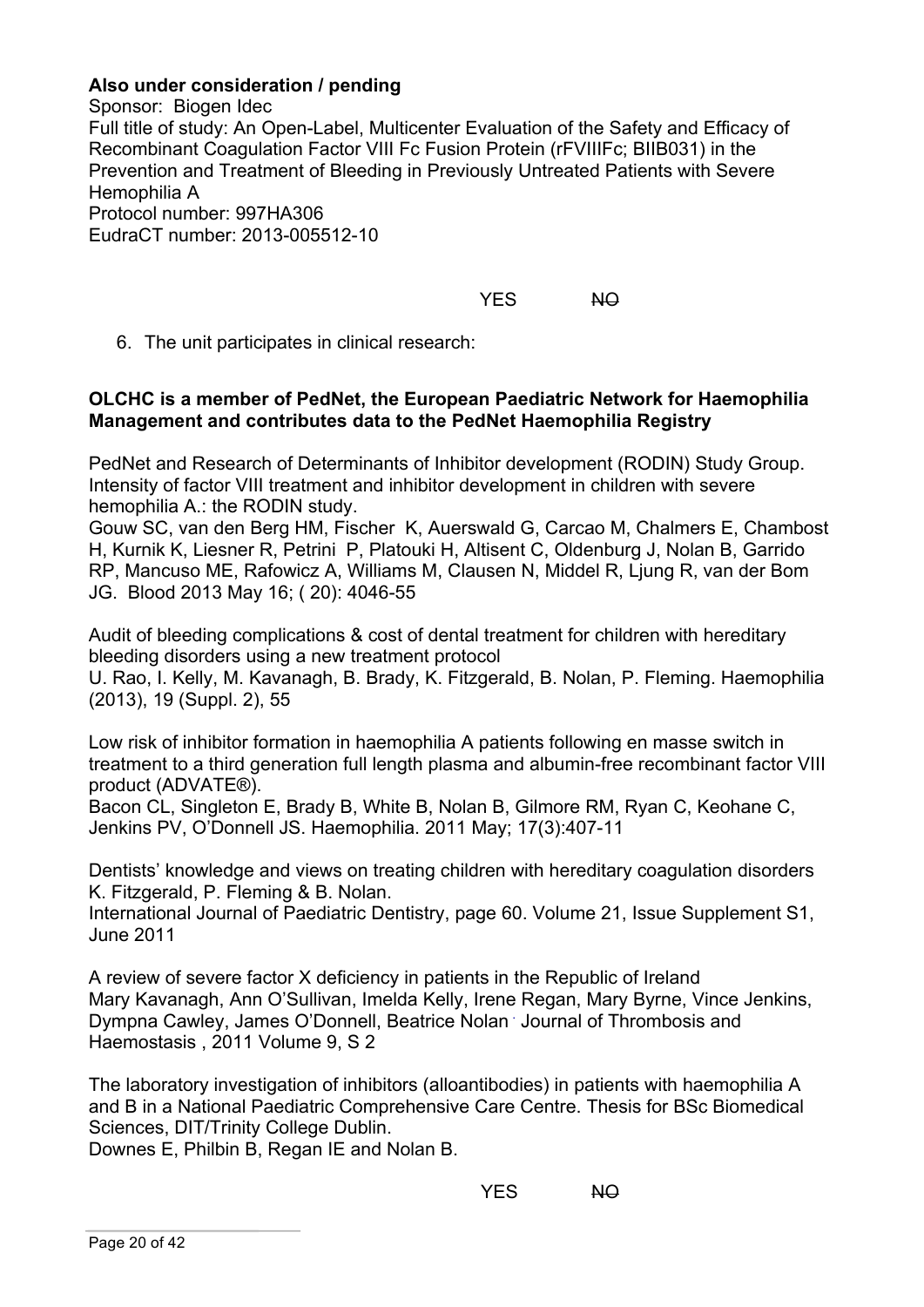**Also under consideration / pending**

Sponsor: Biogen Idec

Full title of study: An Open-Label, Multicenter Evaluation of the Safety and Efficacy of Recombinant Coagulation Factor VIII Fc Fusion Protein (rFVIIIFc; BIIB031) in the Prevention and Treatment of Bleeding in Previously Untreated Patients with Severe Hemophilia A

Protocol number: 997HA306

EudraCT number: 2013-005512-10

YES ~~NO~~

6. The unit participates in clinical research:

**OLCHC is a member of PedNet, the European Paediatric Network for Haemophilia Management and contributes data to the PedNet Haemophilia Registry**

PedNet and Research of Determinants of Inhibitor development (RODIN) Study Group. Intensity of factor VIII treatment and inhibitor development in children with severe hemophilia A.: the RODIN study.
Gouw SC, van den Berg HM, Fischer K, Auerswald G, Carcao M, Chalmers E, Chambost H, Kurnik K, Liesner R, Petrini P, Platouki H, Altisent C, Oldenburg J, Nolan B, Garrido RP, Mancuso ME, Rafowicz A, Williams M, Clausen N, Middel R, Ljung R, van der Bom JG. Blood 2013 May 16; ( 20): 4046-55

Audit of bleeding complications & cost of dental treatment for children with hereditary bleeding disorders using a new treatment protocol
U. Rao, I. Kelly, M. Kavanagh, B. Brady, K. Fitzgerald, B. Nolan, P. Fleming. Haemophilia (2013), 19 (Suppl. 2), 55

Low risk of inhibitor formation in haemophilia A patients following en masse switch in treatment to a third generation full length plasma and albumin-free recombinant factor VIII product (ADVATE®).
Bacon CL, Singleton E, Brady B, White B, Nolan B, Gilmore RM, Ryan C, Keohane C, Jenkins PV, O'Donnell JS. Haemophilia. 2011 May; 17(3):407-11

Dentists' knowledge and views on treating children with hereditary coagulation disorders
K. Fitzgerald, P. Fleming & B. Nolan.
International Journal of Paediatric Dentistry, page 60. Volume 21, Issue Supplement S1, June 2011

A review of severe factor X deficiency in patients in the Republic of Ireland
Mary Kavanagh, Ann O'Sullivan, Imelda Kelly, Irene Regan, Mary Byrne, Vince Jenkins, Dympna Cawley, James O'Donnell, Beatrice Nolan · Journal of Thrombosis and Haemostasis , 2011 Volume 9, S 2

The laboratory investigation of inhibitors (alloantibodies) in patients with haemophilia A and B in a National Paediatric Comprehensive Care Centre. Thesis for BSc Biomedical Sciences, DIT/Trinity College Dublin.
Downes E, Philbin B, Regan IE and Nolan B.

YES ~~NO~~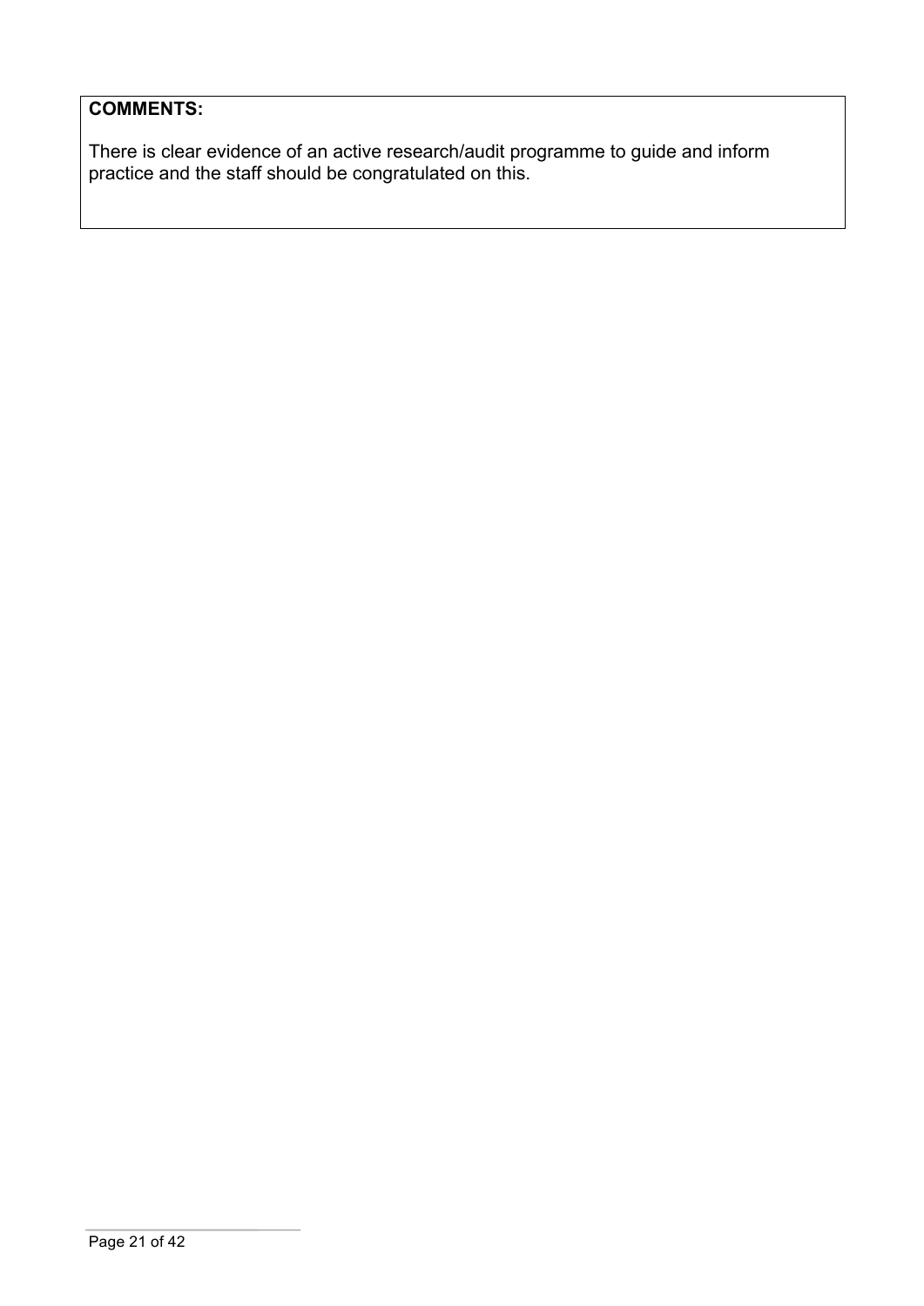**COMMENTS:**

There is clear evidence of an active research/audit programme to guide and inform practice and the staff should be congratulated on this.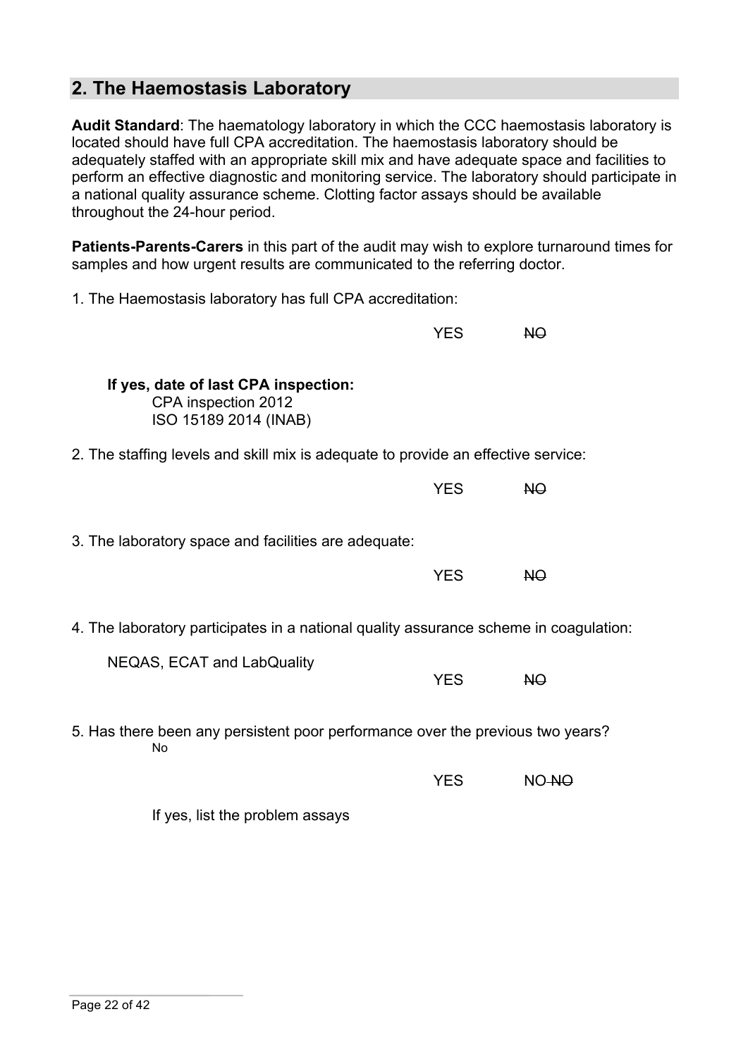## 2. The Haemostasis Laboratory

**Audit Standard**: The haematology laboratory in which the CCC haemostasis laboratory is located should have full CPA accreditation. The haemostasis laboratory should be adequately staffed with an appropriate skill mix and have adequate space and facilities to perform an effective diagnostic and monitoring service. The laboratory should participate in a national quality assurance scheme. Clotting factor assays should be available throughout the 24-hour period.

**Patients-Parents-Carers** in this part of the audit may wish to explore turnaround times for samples and how urgent results are communicated to the referring doctor.

1. The Haemostasis laboratory has full CPA accreditation:

YES ~~NO~~

**If yes, date of last CPA inspection:**
CPA inspection 2012
ISO 15189 2014 (INAB)

2. The staffing levels and skill mix is adequate to provide an effective service:

YES ~~NO~~

3. The laboratory space and facilities are adequate:

YES ~~NO~~

4. The laboratory participates in a national quality assurance scheme in coagulation:

NEQAS, ECAT and LabQuality

YES ~~NO~~

5. Has there been any persistent poor performance over the previous two years?
No

YES NO ~~NO~~

If yes, list the problem assays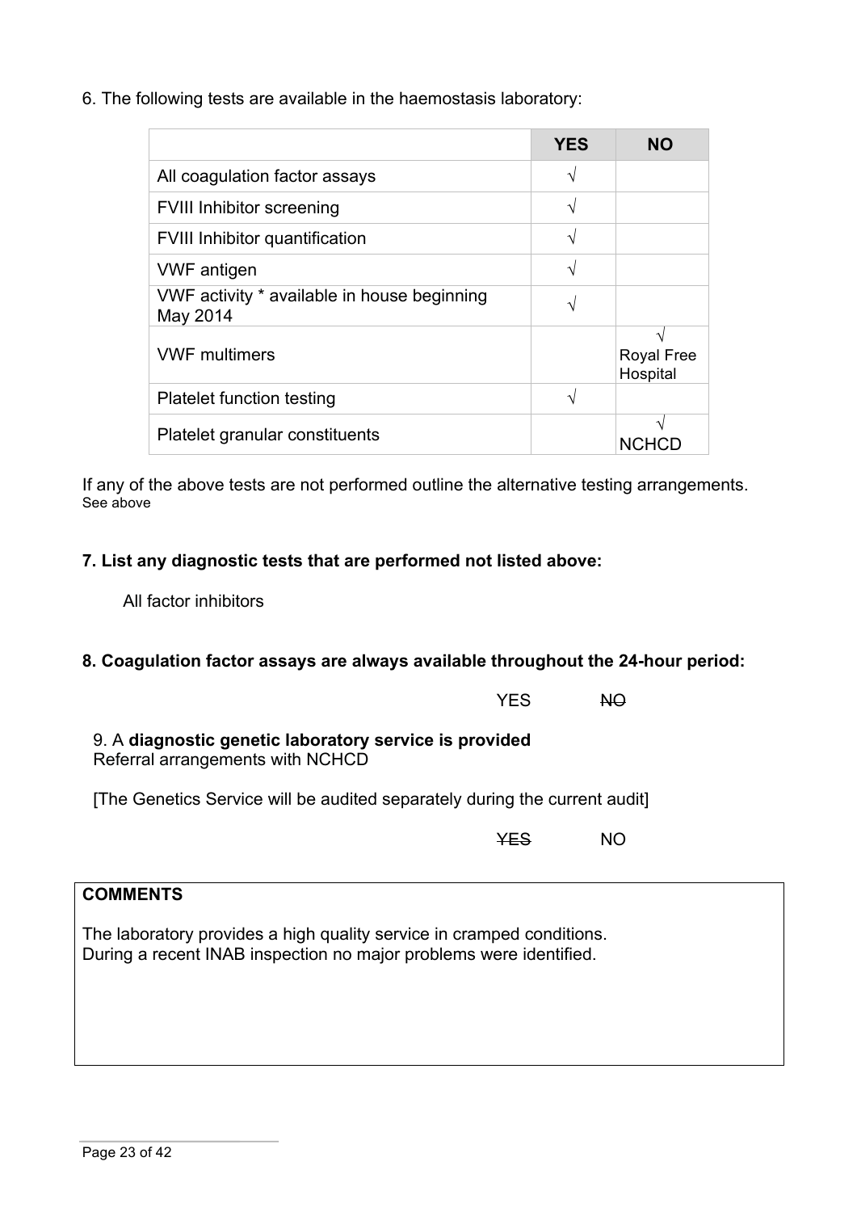6. The following tests are available in the haemostasis laboratory:

| | YES | NO |
|---|---|---|
| All coagulation factor assays | √ | |
| FVIII Inhibitor screening | √ | |
| FVIII Inhibitor quantification | √ | |
| VWF antigen | √ | |
| VWF activity * available in house beginning May 2014 | √ | |
| VWF multimers | | √ Royal Free Hospital |
| Platelet function testing | √ | |
| Platelet granular constituents | | √ NCHCD |

If any of the above tests are not performed outline the alternative testing arrangements.
See above

**7. List any diagnostic tests that are performed not listed above:**

All factor inhibitors

**8. Coagulation factor assays are always available throughout the 24-hour period:**

YES ~~NO~~

9. A **diagnostic genetic laboratory service is provided**
Referral arrangements with NCHCD

[The Genetics Service will be audited separately during the current audit]

~~YES~~ NO

**COMMENTS**

The laboratory provides a high quality service in cramped conditions.
During a recent INAB inspection no major problems were identified.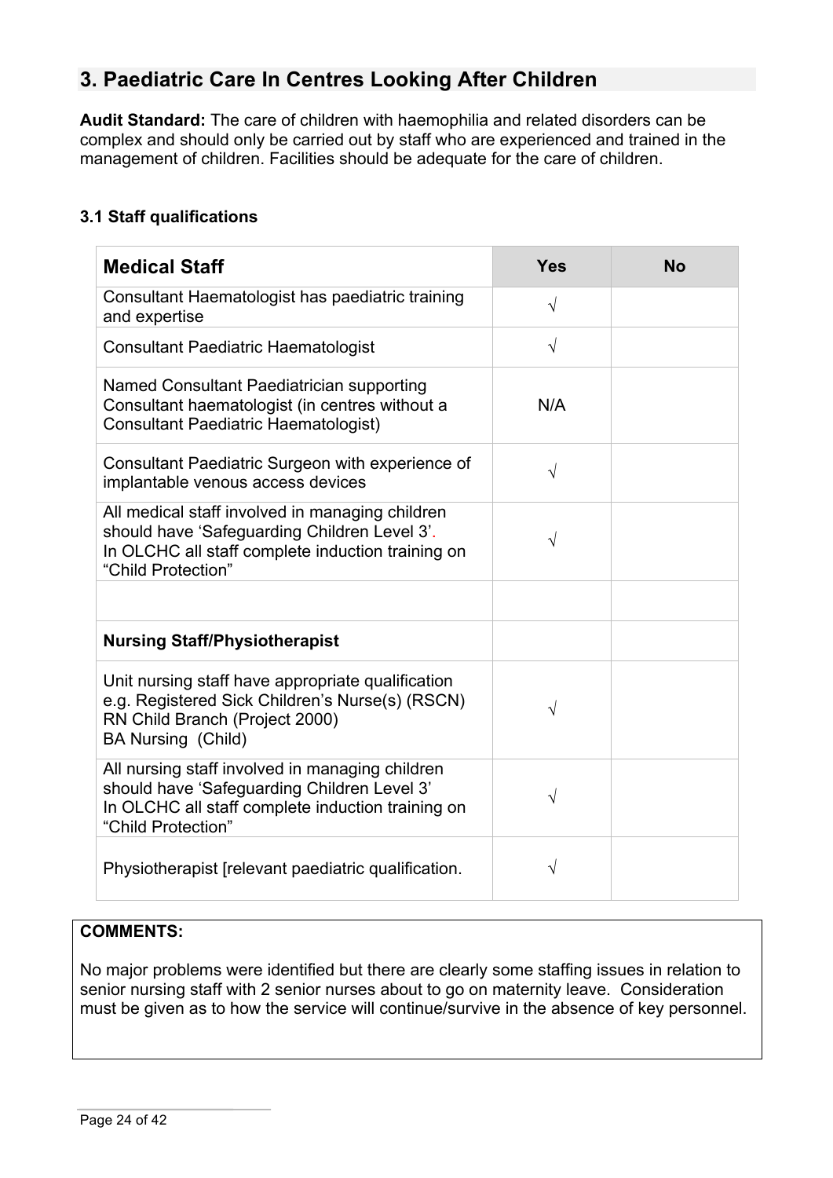## 3. Paediatric Care In Centres Looking After Children

**Audit Standard:** The care of children with haemophilia and related disorders can be complex and should only be carried out by staff who are experienced and trained in the management of children. Facilities should be adequate for the care of children.

### 3.1 Staff qualifications

| **Medical Staff** | **Yes** | **No** |
|---|---|---|
| Consultant Haematologist has paediatric training and expertise | √ | |
| Consultant Paediatric Haematologist | √ | |
| Named Consultant Paediatrician supporting Consultant haematologist (in centres without a Consultant Paediatric Haematologist) | N/A | |
| Consultant Paediatric Surgeon with experience of implantable venous access devices | √ | |
| All medical staff involved in managing children should have 'Safeguarding Children Level 3'. In OLCHC all staff complete induction training on "Child Protection" | √ | |
| | | |
| **Nursing Staff/Physiotherapist** | | |
| Unit nursing staff have appropriate qualification e.g. Registered Sick Children's Nurse(s) (RSCN) RN Child Branch (Project 2000) BA Nursing (Child) | √ | |
| All nursing staff involved in managing children should have 'Safeguarding Children Level 3' In OLCHC all staff complete induction training on "Child Protection" | √ | |
| Physiotherapist [relevant paediatric qualification. | √ | |

**COMMENTS:**

No major problems were identified but there are clearly some staffing issues in relation to senior nursing staff with 2 senior nurses about to go on maternity leave. Consideration must be given as to how the service will continue/survive in the absence of key personnel.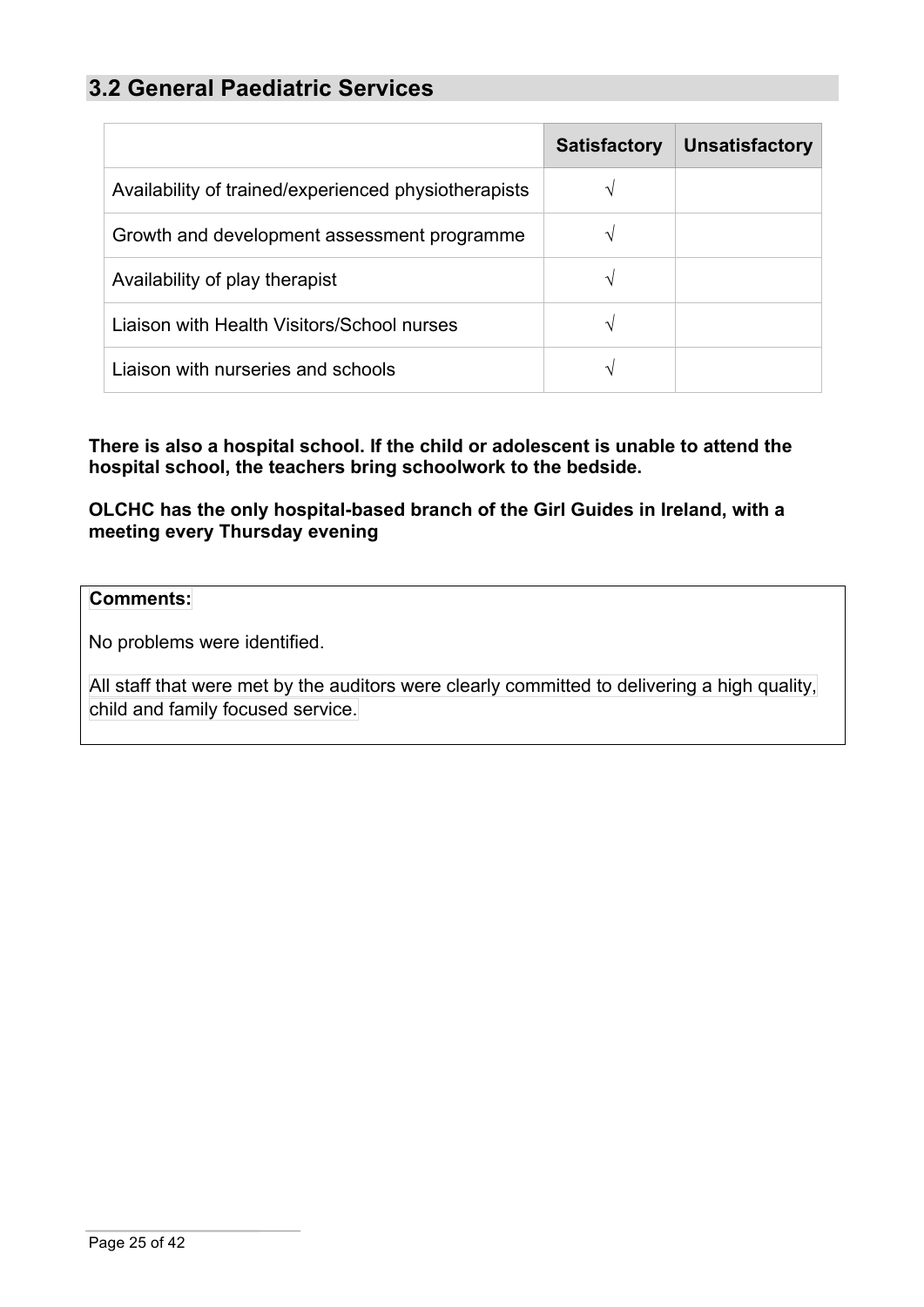## 3.2 General Paediatric Services

| | Satisfactory | Unsatisfactory |
|---|---|---|
| Availability of trained/experienced physiotherapists | √ | |
| Growth and development assessment programme | √ | |
| Availability of play therapist | √ | |
| Liaison with Health Visitors/School nurses | √ | |
| Liaison with nurseries and schools | √ | |

**There is also a hospital school. If the child or adolescent is unable to attend the hospital school, the teachers bring schoolwork to the bedside.**

**OLCHC has the only hospital-based branch of the Girl Guides in Ireland, with a meeting every Thursday evening**

**Comments:**

No problems were identified.

All staff that were met by the auditors were clearly committed to delivering a high quality, child and family focused service.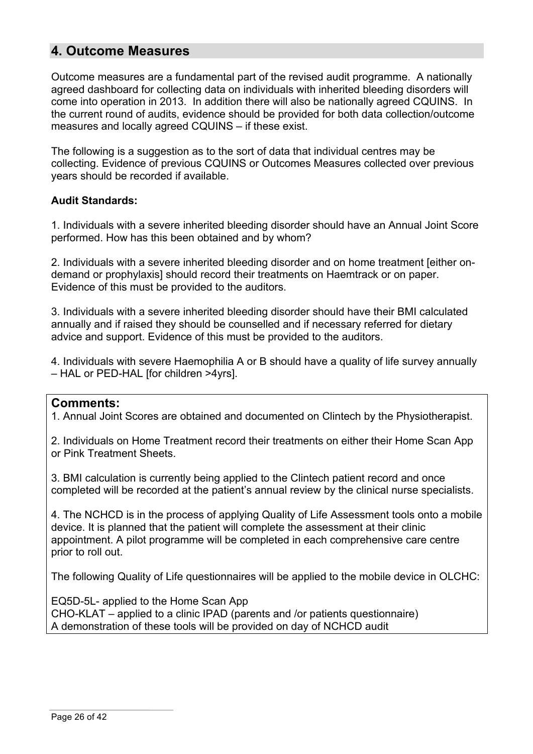## 4. Outcome Measures

Outcome measures are a fundamental part of the revised audit programme. A nationally agreed dashboard for collecting data on individuals with inherited bleeding disorders will come into operation in 2013. In addition there will also be nationally agreed CQUINS. In the current round of audits, evidence should be provided for both data collection/outcome measures and locally agreed CQUINS – if these exist.

The following is a suggestion as to the sort of data that individual centres may be collecting. Evidence of previous CQUINS or Outcomes Measures collected over previous years should be recorded if available.

**Audit Standards:**

1. Individuals with a severe inherited bleeding disorder should have an Annual Joint Score performed. How has this been obtained and by whom?

2. Individuals with a severe inherited bleeding disorder and on home treatment [either on-demand or prophylaxis] should record their treatments on Haemtrack or on paper. Evidence of this must be provided to the auditors.

3. Individuals with a severe inherited bleeding disorder should have their BMI calculated annually and if raised they should be counselled and if necessary referred for dietary advice and support. Evidence of this must be provided to the auditors.

4. Individuals with severe Haemophilia A or B should have a quality of life survey annually – HAL or PED-HAL [for children >4yrs].

**Comments:**

1. Annual Joint Scores are obtained and documented on Clintech by the Physiotherapist.

2. Individuals on Home Treatment record their treatments on either their Home Scan App or Pink Treatment Sheets.

3. BMI calculation is currently being applied to the Clintech patient record and once completed will be recorded at the patient's annual review by the clinical nurse specialists.

4. The NCHCD is in the process of applying Quality of Life Assessment tools onto a mobile device. It is planned that the patient will complete the assessment at their clinic appointment. A pilot programme will be completed in each comprehensive care centre prior to roll out.

The following Quality of Life questionnaires will be applied to the mobile device in OLCHC:

EQ5D-5L- applied to the Home Scan App
CHO-KLAT – applied to a clinic IPAD (parents and /or patients questionnaire)
A demonstration of these tools will be provided on day of NCHCD audit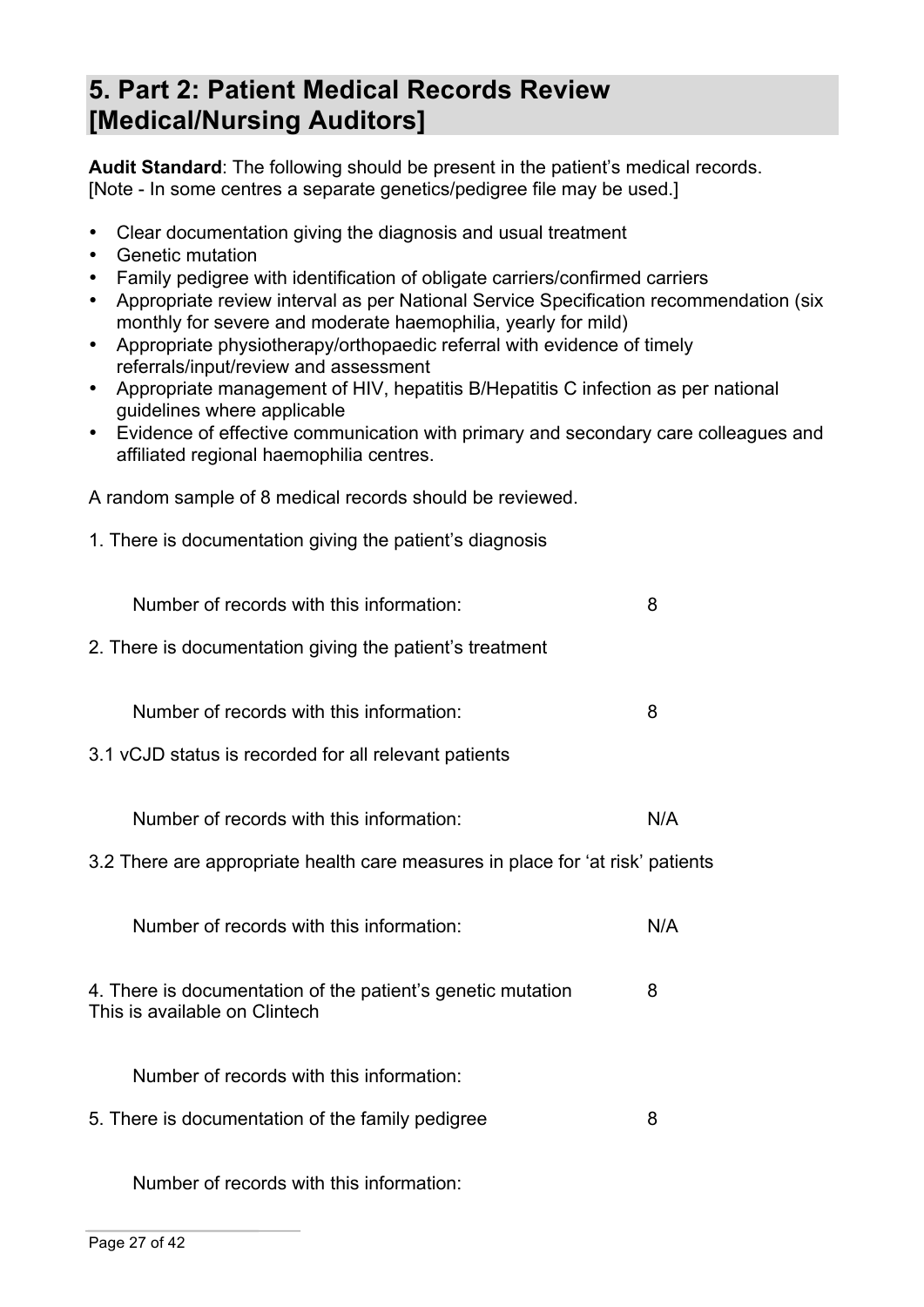## 5. Part 2: Patient Medical Records Review [Medical/Nursing Auditors]

**Audit Standard**: The following should be present in the patient's medical records. [Note - In some centres a separate genetics/pedigree file may be used.]

- Clear documentation giving the diagnosis and usual treatment
- Genetic mutation
- Family pedigree with identification of obligate carriers/confirmed carriers
- Appropriate review interval as per National Service Specification recommendation (six monthly for severe and moderate haemophilia, yearly for mild)
- Appropriate physiotherapy/orthopaedic referral with evidence of timely referrals/input/review and assessment
- Appropriate management of HIV, hepatitis B/Hepatitis C infection as per national guidelines where applicable
- Evidence of effective communication with primary and secondary care colleagues and affiliated regional haemophilia centres.

A random sample of 8 medical records should be reviewed.

1. There is documentation giving the patient's diagnosis

    Number of records with this information: 8

2. There is documentation giving the patient's treatment

    Number of records with this information: 8

3.1 vCJD status is recorded for all relevant patients

    Number of records with this information: N/A

3.2 There are appropriate health care measures in place for 'at risk' patients

    Number of records with this information: N/A

4. There is documentation of the patient's genetic mutation 8
This is available on Clintech

    Number of records with this information:

5. There is documentation of the family pedigree 8

    Number of records with this information: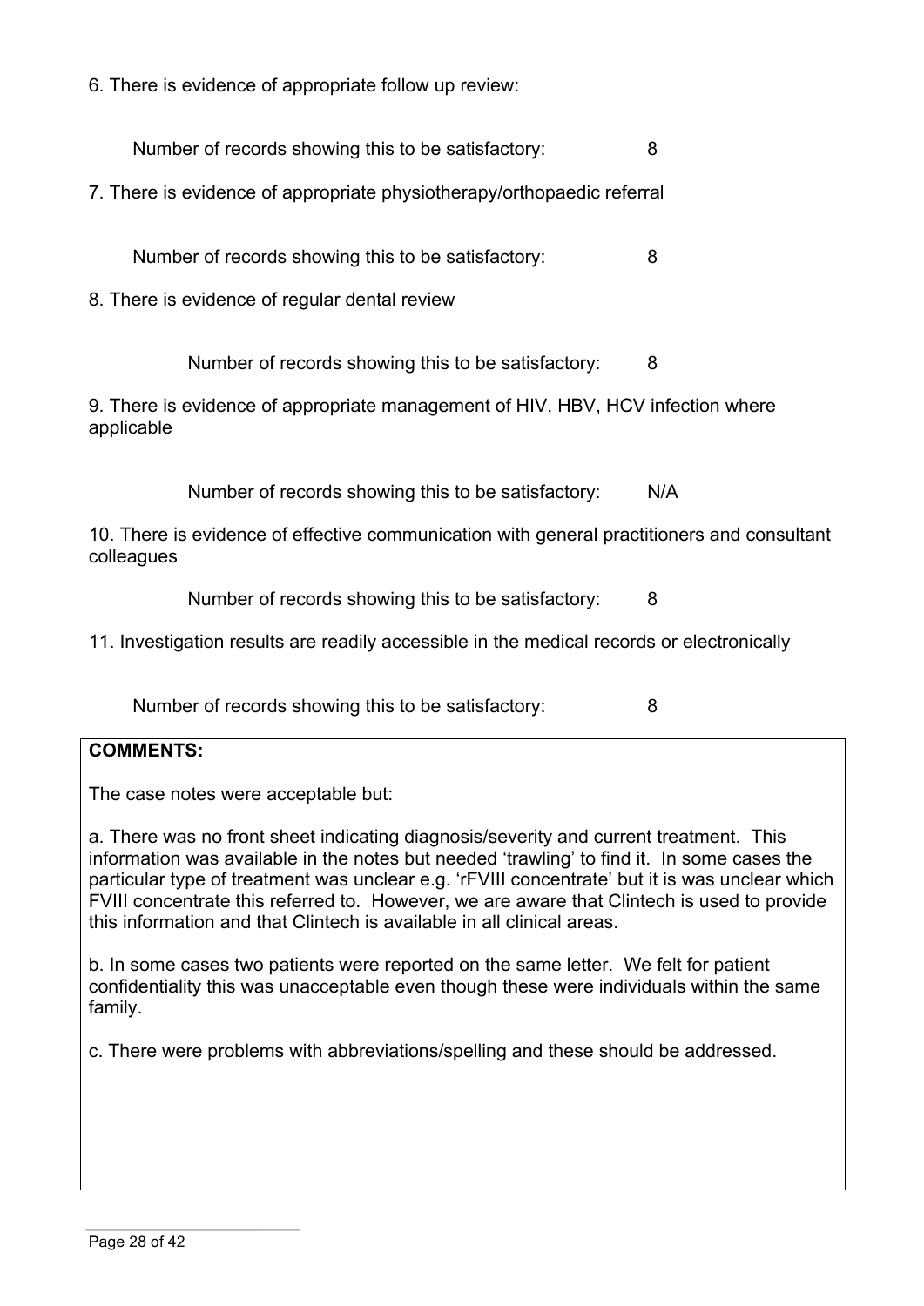6. There is evidence of appropriate follow up review:

Number of records showing this to be satisfactory: 8

7. There is evidence of appropriate physiotherapy/orthopaedic referral

Number of records showing this to be satisfactory: 8

8. There is evidence of regular dental review

Number of records showing this to be satisfactory: 8

9. There is evidence of appropriate management of HIV, HBV, HCV infection where applicable

Number of records showing this to be satisfactory: N/A

10. There is evidence of effective communication with general practitioners and consultant colleagues

Number of records showing this to be satisfactory: 8

11. Investigation results are readily accessible in the medical records or electronically

Number of records showing this to be satisfactory: 8

**COMMENTS:**

The case notes were acceptable but:

a. There was no front sheet indicating diagnosis/severity and current treatment. This information was available in the notes but needed 'trawling' to find it. In some cases the particular type of treatment was unclear e.g. 'rFVIII concentrate' but it is was unclear which FVIII concentrate this referred to. However, we are aware that Clintech is used to provide this information and that Clintech is available in all clinical areas.

b. In some cases two patients were reported on the same letter. We felt for patient confidentiality this was unacceptable even though these were individuals within the same family.

c. There were problems with abbreviations/spelling and these should be addressed.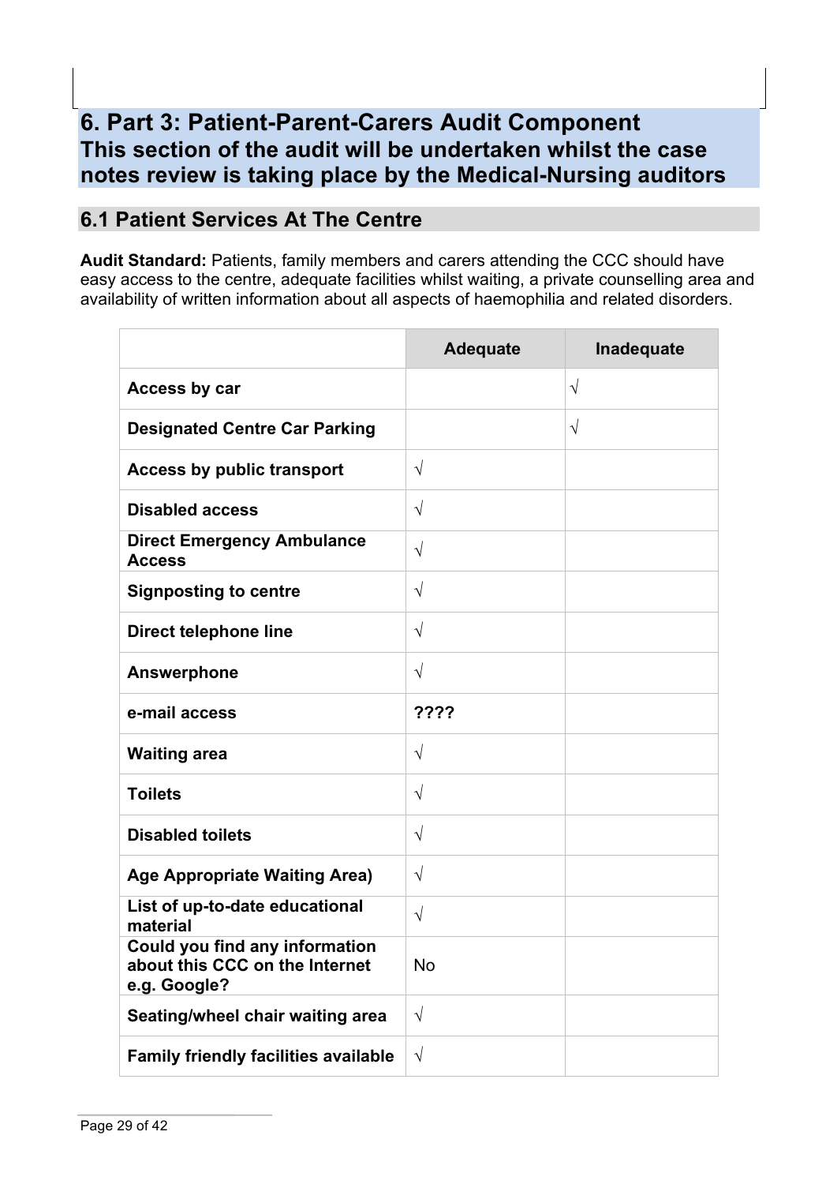## 6. Part 3: Patient-Parent-Carers Audit Component
## This section of the audit will be undertaken whilst the case notes review is taking place by the Medical-Nursing auditors

### 6.1 Patient Services At The Centre

**Audit Standard:** Patients, family members and carers attending the CCC should have easy access to the centre, adequate facilities whilst waiting, a private counselling area and availability of written information about all aspects of haemophilia and related disorders.

| | Adequate | Inadequate |
|---|---|---|
| **Access by car** | | √ |
| **Designated Centre Car Parking** | | √ |
| **Access by public transport** | √ | |
| **Disabled access** | √ | |
| **Direct Emergency Ambulance Access** | √ | |
| **Signposting to centre** | √ | |
| **Direct telephone line** | √ | |
| **Answerphone** | √ | |
| **e-mail access** | **????** | |
| **Waiting area** | √ | |
| **Toilets** | √ | |
| **Disabled toilets** | √ | |
| **Age Appropriate Waiting Area)** | √ | |
| **List of up-to-date educational material** | √ | |
| **Could you find any information about this CCC on the Internet e.g. Google?** | No | |
| **Seating/wheel chair waiting area** | √ | |
| **Family friendly facilities available** | √ | |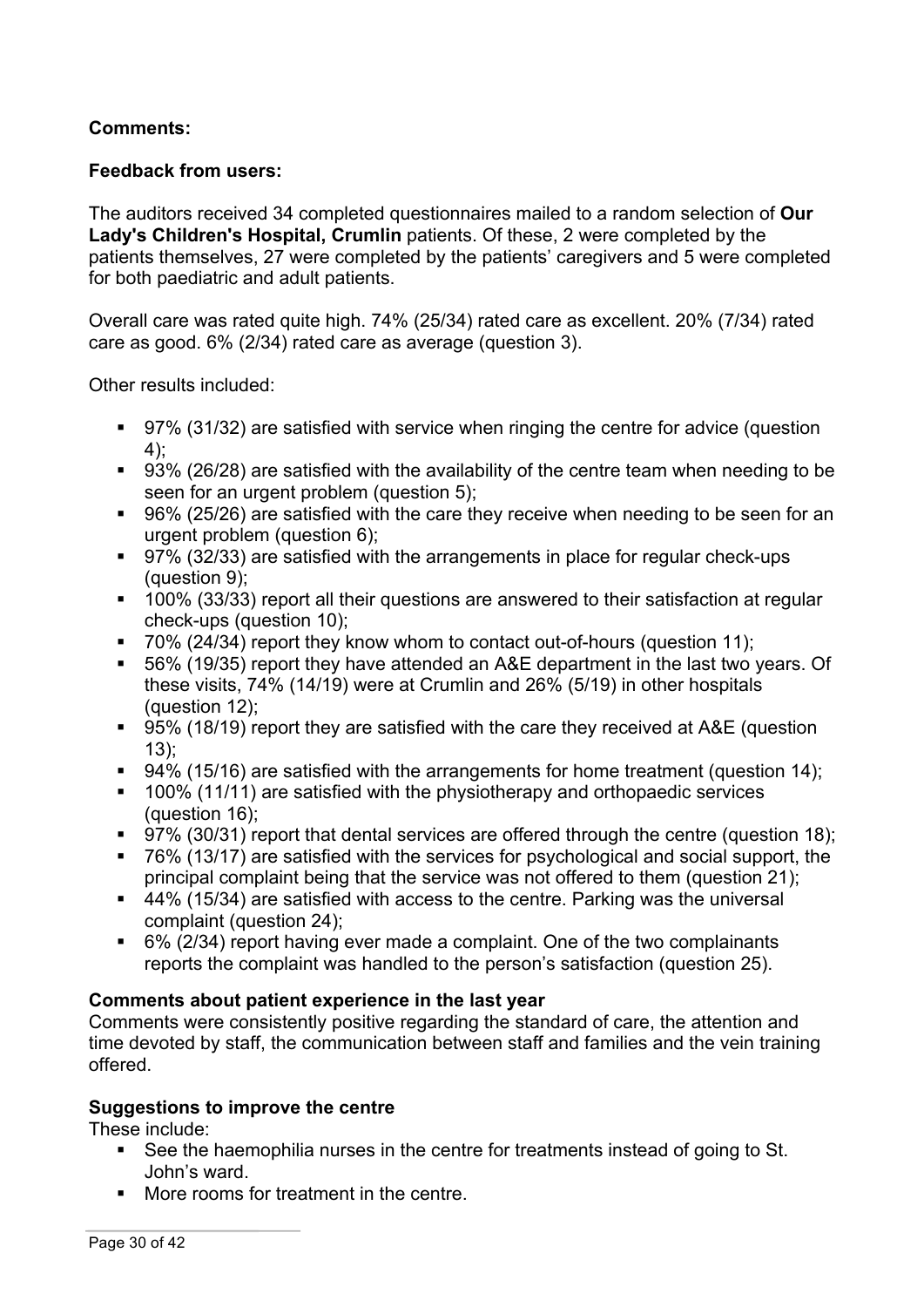**Comments:**

**Feedback from users:**

The auditors received 34 completed questionnaires mailed to a random selection of **Our Lady's Children's Hospital, Crumlin** patients. Of these, 2 were completed by the patients themselves, 27 were completed by the patients' caregivers and 5 were completed for both paediatric and adult patients.

Overall care was rated quite high. 74% (25/34) rated care as excellent. 20% (7/34) rated care as good. 6% (2/34) rated care as average (question 3).

Other results included:

- 97% (31/32) are satisfied with service when ringing the centre for advice (question 4);
- 93% (26/28) are satisfied with the availability of the centre team when needing to be seen for an urgent problem (question 5);
- 96% (25/26) are satisfied with the care they receive when needing to be seen for an urgent problem (question 6);
- 97% (32/33) are satisfied with the arrangements in place for regular check-ups (question 9);
- 100% (33/33) report all their questions are answered to their satisfaction at regular check-ups (question 10);
- 70% (24/34) report they know whom to contact out-of-hours (question 11);
- 56% (19/35) report they have attended an A&E department in the last two years. Of these visits, 74% (14/19) were at Crumlin and 26% (5/19) in other hospitals (question 12);
- 95% (18/19) report they are satisfied with the care they received at A&E (question 13);
- 94% (15/16) are satisfied with the arrangements for home treatment (question 14);
- 100% (11/11) are satisfied with the physiotherapy and orthopaedic services (question 16);
- 97% (30/31) report that dental services are offered through the centre (question 18);
- 76% (13/17) are satisfied with the services for psychological and social support, the principal complaint being that the service was not offered to them (question 21);
- 44% (15/34) are satisfied with access to the centre. Parking was the universal complaint (question 24);
- 6% (2/34) report having ever made a complaint. One of the two complainants reports the complaint was handled to the person's satisfaction (question 25).

**Comments about patient experience in the last year**

Comments were consistently positive regarding the standard of care, the attention and time devoted by staff, the communication between staff and families and the vein training offered.

**Suggestions to improve the centre**

These include:

- See the haemophilia nurses in the centre for treatments instead of going to St. John's ward.
- More rooms for treatment in the centre.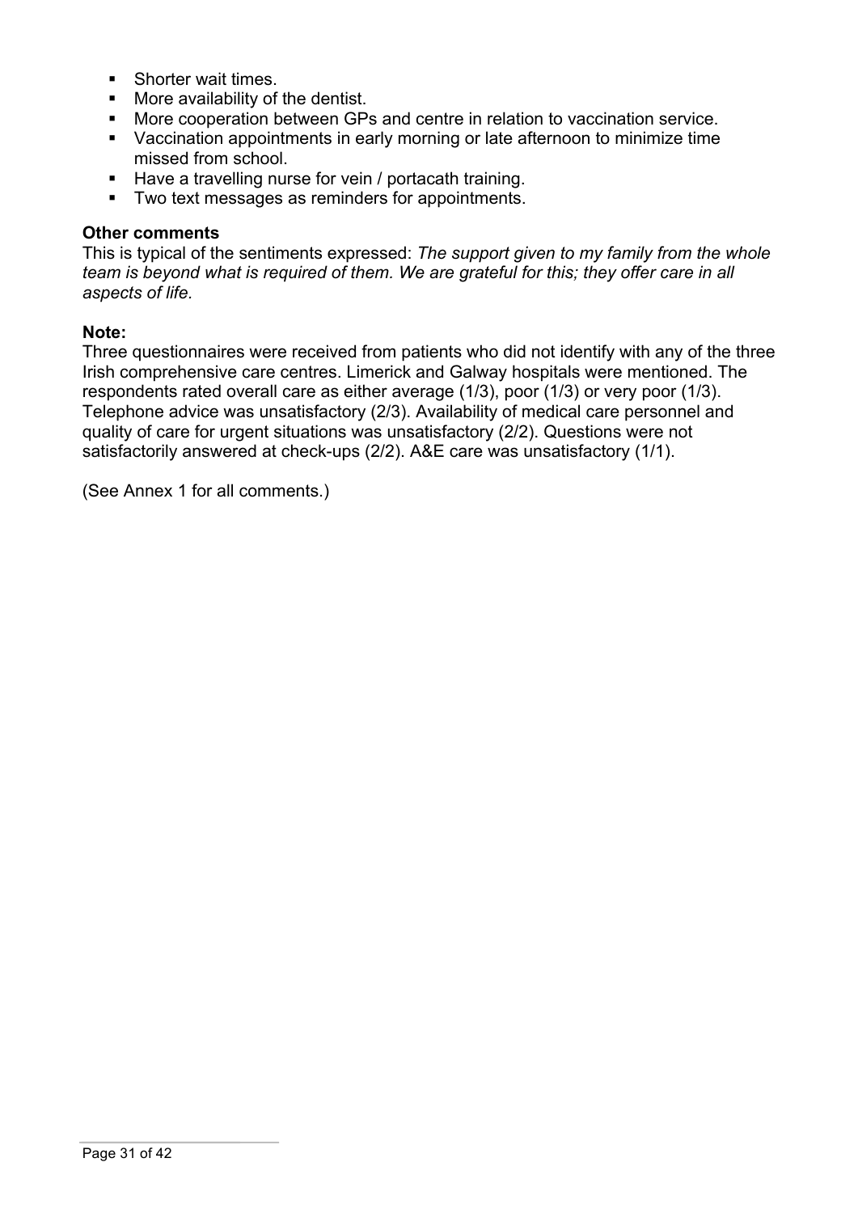- Shorter wait times.
- More availability of the dentist.
- More cooperation between GPs and centre in relation to vaccination service.
- Vaccination appointments in early morning or late afternoon to minimize time missed from school.
- Have a travelling nurse for vein / portacath training.
- Two text messages as reminders for appointments.

**Other comments**

This is typical of the sentiments expressed: *The support given to my family from the whole team is beyond what is required of them. We are grateful for this; they offer care in all aspects of life.*

**Note:**

Three questionnaires were received from patients who did not identify with any of the three Irish comprehensive care centres. Limerick and Galway hospitals were mentioned. The respondents rated overall care as either average (1/3), poor (1/3) or very poor (1/3). Telephone advice was unsatisfactory (2/3). Availability of medical care personnel and quality of care for urgent situations was unsatisfactory (2/2). Questions were not satisfactorily answered at check-ups (2/2). A&E care was unsatisfactory (1/1).

(See Annex 1 for all comments.)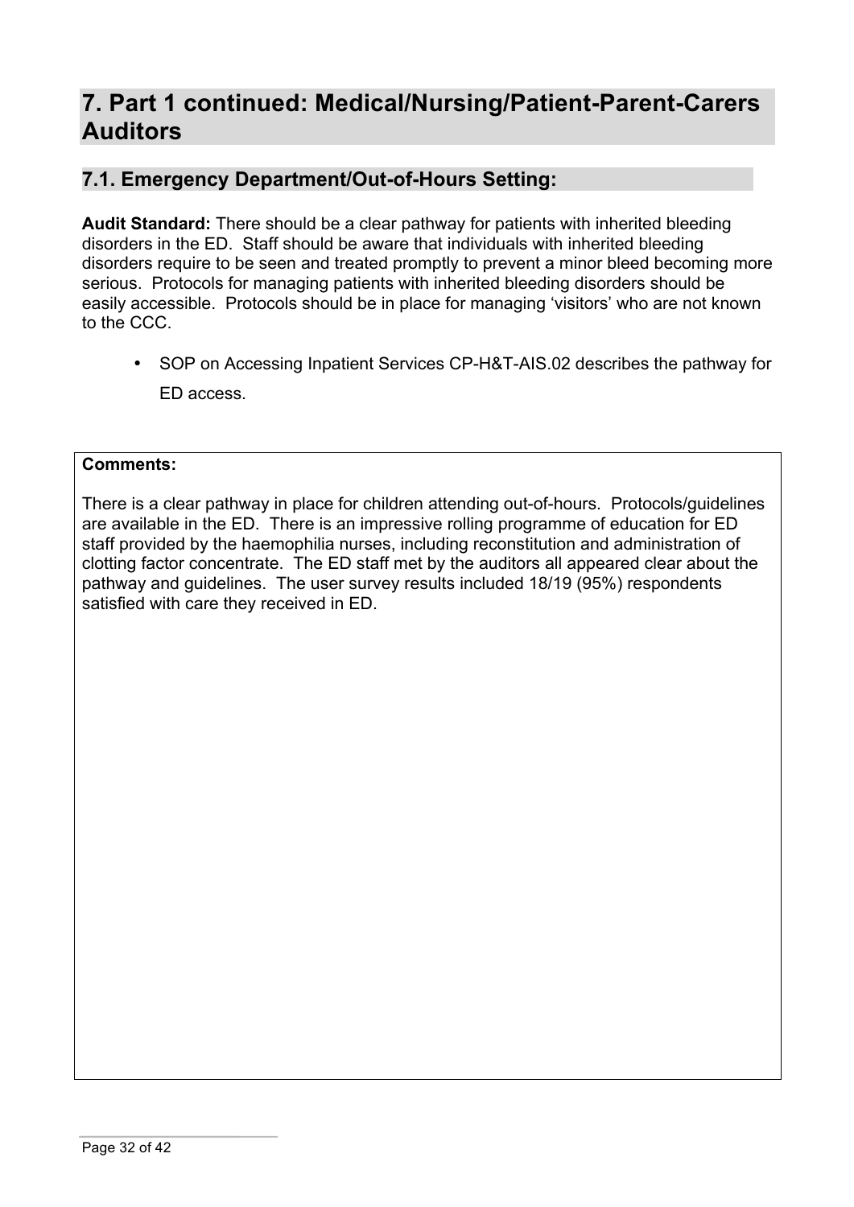# 7. Part 1 continued: Medical/Nursing/Patient-Parent-Carers Auditors

## 7.1. Emergency Department/Out-of-Hours Setting:

**Audit Standard:** There should be a clear pathway for patients with inherited bleeding disorders in the ED. Staff should be aware that individuals with inherited bleeding disorders require to be seen and treated promptly to prevent a minor bleed becoming more serious. Protocols for managing patients with inherited bleeding disorders should be easily accessible. Protocols should be in place for managing 'visitors' who are not known to the CCC.

- SOP on Accessing Inpatient Services CP-H&T-AIS.02 describes the pathway for ED access.

**Comments:**

There is a clear pathway in place for children attending out-of-hours. Protocols/guidelines are available in the ED. There is an impressive rolling programme of education for ED staff provided by the haemophilia nurses, including reconstitution and administration of clotting factor concentrate. The ED staff met by the auditors all appeared clear about the pathway and guidelines. The user survey results included 18/19 (95%) respondents satisfied with care they received in ED.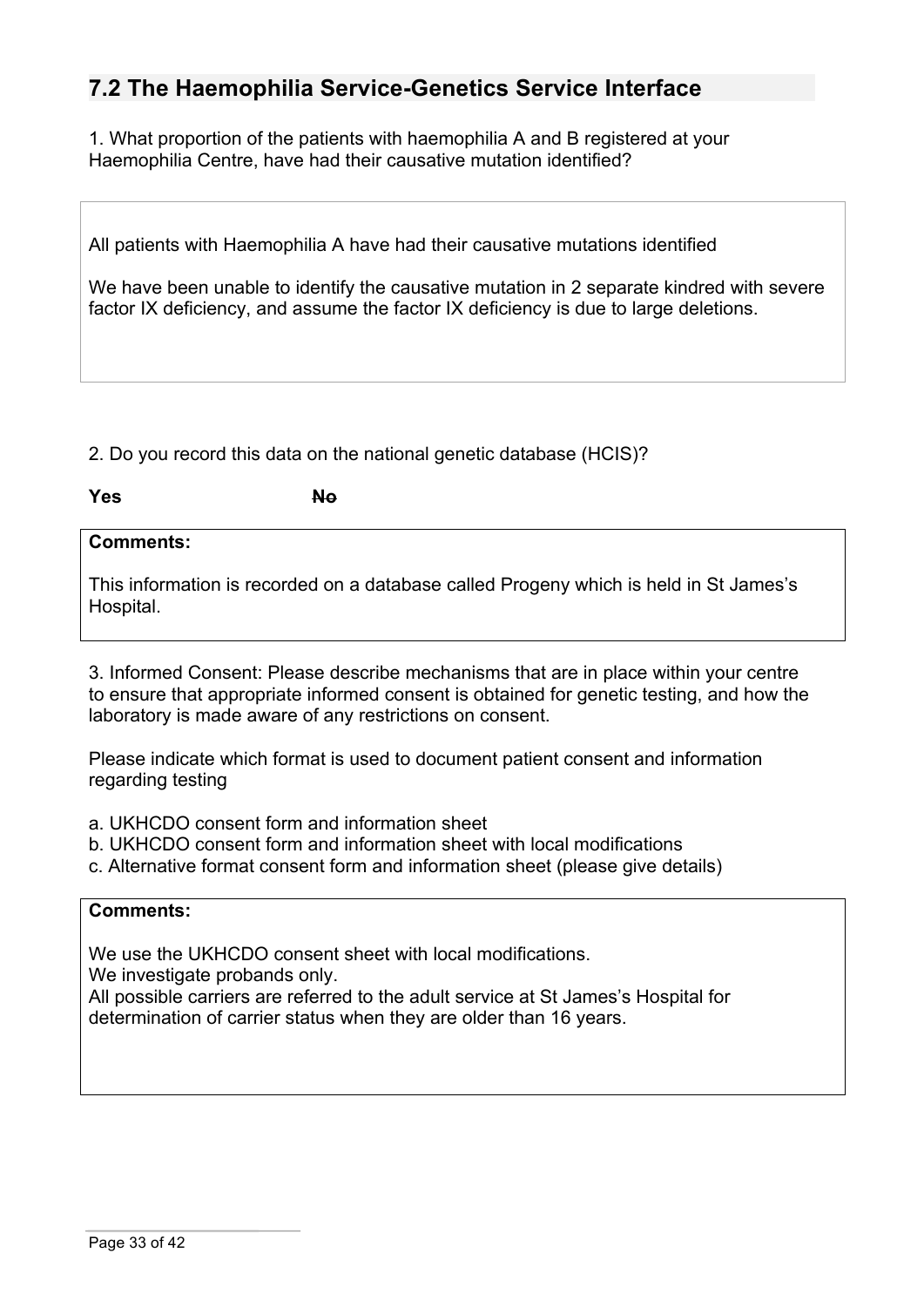## 7.2 The Haemophilia Service-Genetics Service Interface

1. What proportion of the patients with haemophilia A and B registered at your Haemophilia Centre, have had their causative mutation identified?

All patients with Haemophilia A have had their causative mutations identified

We have been unable to identify the causative mutation in 2 separate kindred with severe factor IX deficiency, and assume the factor IX deficiency is due to large deletions.

2. Do you record this data on the national genetic database (HCIS)?

**Yes** ~~**No**~~

**Comments:**

This information is recorded on a database called Progeny which is held in St James's Hospital.

3. Informed Consent: Please describe mechanisms that are in place within your centre to ensure that appropriate informed consent is obtained for genetic testing, and how the laboratory is made aware of any restrictions on consent.

Please indicate which format is used to document patient consent and information regarding testing

a. UKHCDO consent form and information sheet
b. UKHCDO consent form and information sheet with local modifications
c. Alternative format consent form and information sheet (please give details)

**Comments:**

We use the UKHCDO consent sheet with local modifications.
We investigate probands only.
All possible carriers are referred to the adult service at St James's Hospital for determination of carrier status when they are older than 16 years.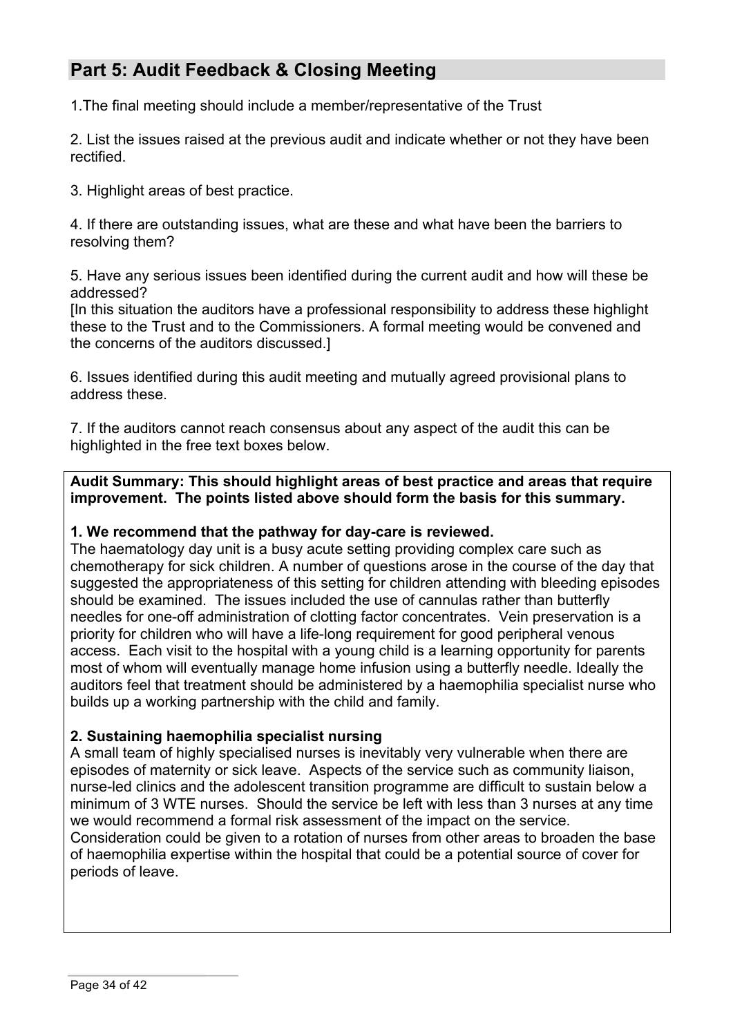## Part 5: Audit Feedback & Closing Meeting

1.The final meeting should include a member/representative of the Trust

2. List the issues raised at the previous audit and indicate whether or not they have been rectified.

3. Highlight areas of best practice.

4. If there are outstanding issues, what are these and what have been the barriers to resolving them?

5. Have any serious issues been identified during the current audit and how will these be addressed?
[In this situation the auditors have a professional responsibility to address these highlight these to the Trust and to the Commissioners. A formal meeting would be convened and the concerns of the auditors discussed.]

6. Issues identified during this audit meeting and mutually agreed provisional plans to address these.

7. If the auditors cannot reach consensus about any aspect of the audit this can be highlighted in the free text boxes below.

**Audit Summary: This should highlight areas of best practice and areas that require improvement. The points listed above should form the basis for this summary.**

**1. We recommend that the pathway for day-care is reviewed.**
The haematology day unit is a busy acute setting providing complex care such as chemotherapy for sick children. A number of questions arose in the course of the day that suggested the appropriateness of this setting for children attending with bleeding episodes should be examined. The issues included the use of cannulas rather than butterfly needles for one-off administration of clotting factor concentrates. Vein preservation is a priority for children who will have a life-long requirement for good peripheral venous access. Each visit to the hospital with a young child is a learning opportunity for parents most of whom will eventually manage home infusion using a butterfly needle. Ideally the auditors feel that treatment should be administered by a haemophilia specialist nurse who builds up a working partnership with the child and family.

**2. Sustaining haemophilia specialist nursing**
A small team of highly specialised nurses is inevitably very vulnerable when there are episodes of maternity or sick leave. Aspects of the service such as community liaison, nurse-led clinics and the adolescent transition programme are difficult to sustain below a minimum of 3 WTE nurses. Should the service be left with less than 3 nurses at any time we would recommend a formal risk assessment of the impact on the service. Consideration could be given to a rotation of nurses from other areas to broaden the base of haemophilia expertise within the hospital that could be a potential source of cover for periods of leave.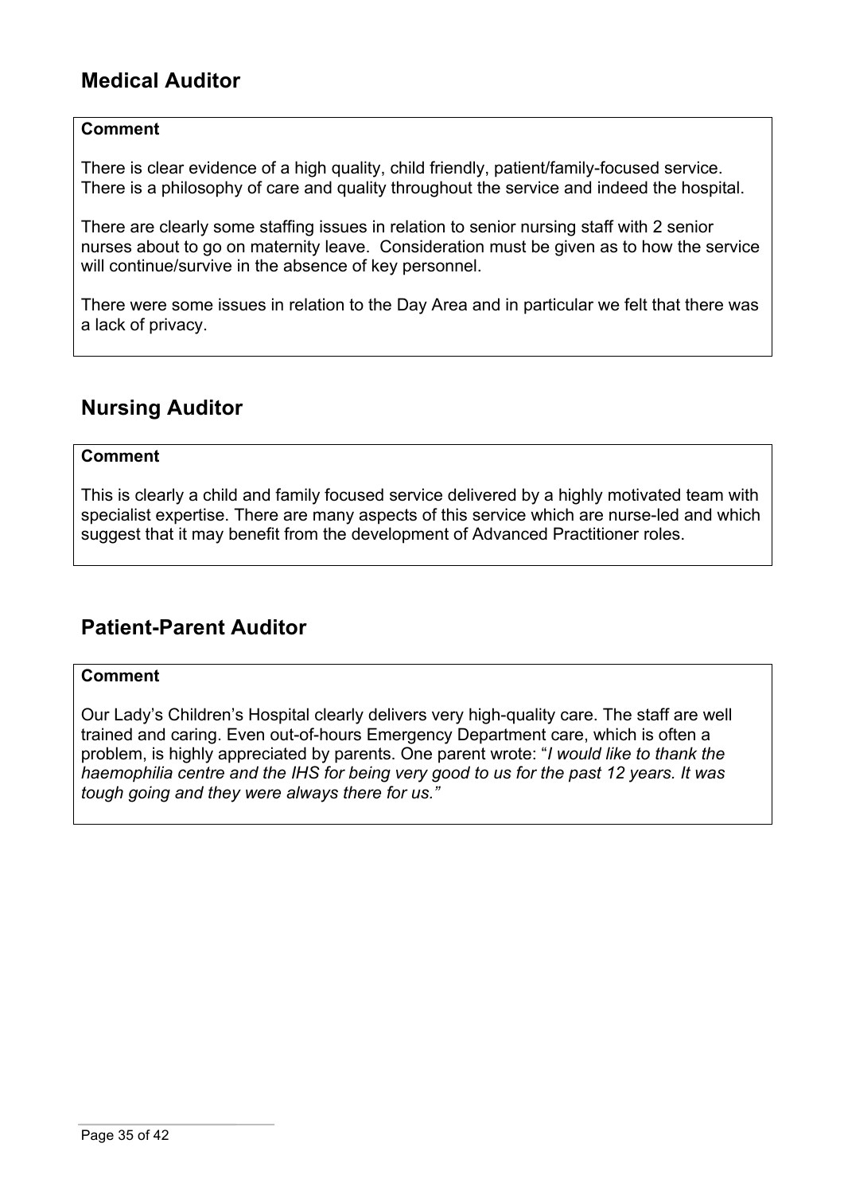## Medical Auditor

**Comment**

There is clear evidence of a high quality, child friendly, patient/family-focused service. There is a philosophy of care and quality throughout the service and indeed the hospital.

There are clearly some staffing issues in relation to senior nursing staff with 2 senior nurses about to go on maternity leave. Consideration must be given as to how the service will continue/survive in the absence of key personnel.

There were some issues in relation to the Day Area and in particular we felt that there was a lack of privacy.

## Nursing Auditor

**Comment**

This is clearly a child and family focused service delivered by a highly motivated team with specialist expertise. There are many aspects of this service which are nurse-led and which suggest that it may benefit from the development of Advanced Practitioner roles.

## Patient-Parent Auditor

**Comment**

Our Lady's Children's Hospital clearly delivers very high-quality care. The staff are well trained and caring. Even out-of-hours Emergency Department care, which is often a problem, is highly appreciated by parents. One parent wrote: "*I would like to thank the haemophilia centre and the IHS for being very good to us for the past 12 years. It was tough going and they were always there for us.*"